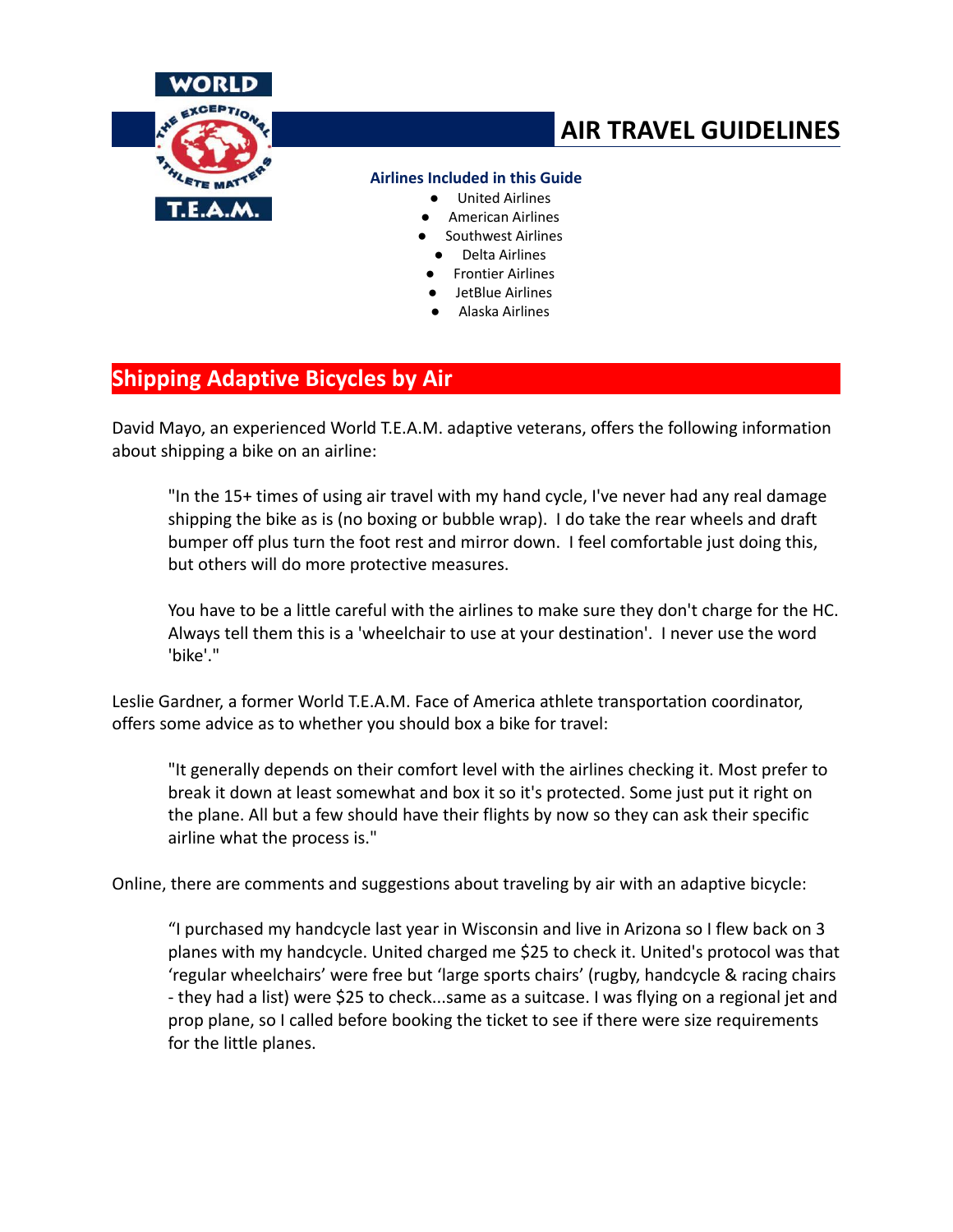# AIR TRAVEL GUIDELINES

**Airlines Included in this Guide**

- United Airlines
- American Airlines
- Southwest Airlines
- Delta Airlines
- Frontier Airlines
- JetBlue Airlines
- Alaska Airlines

## Shipping Adaptive Bicycles by Air

David Mayo, an experienced World T.E.A.M. adaptive veterans, offers the following information about shipping a bike on an airline:

> "In the 15+ times of using air travel with my hand cycle, I've never had any real damage shipping the bike as is (no boxing or bubble wrap). I do take the rear wheels and draft bumper off plus turn the foot rest and mirror down. I feel comfortable just doing this, but others will do more protective measures.
>
> You have to be a little careful with the airlines to make sure they don't charge for the HC. Always tell them this is a 'wheelchair to use at your destination'. I never use the word 'bike'."

Leslie Gardner, a former World T.E.A.M. Face of America athlete transportation coordinator, offers some advice as to whether you should box a bike for travel:

> "It generally depends on their comfort level with the airlines checking it. Most prefer to break it down at least somewhat and box it so it's protected. Some just put it right on the plane. All but a few should have their flights by now so they can ask their specific airline what the process is."

Online, there are comments and suggestions about traveling by air with an adaptive bicycle:

> "I purchased my handcycle last year in Wisconsin and live in Arizona so I flew back on 3 planes with my handcycle. United charged me $25 to check it. United's protocol was that 'regular wheelchairs' were free but 'large sports chairs' (rugby, handcycle & racing chairs - they had a list) were $25 to check...same as a suitcase. I was flying on a regional jet and prop plane, so I called before booking the ticket to see if there were size requirements for the little planes.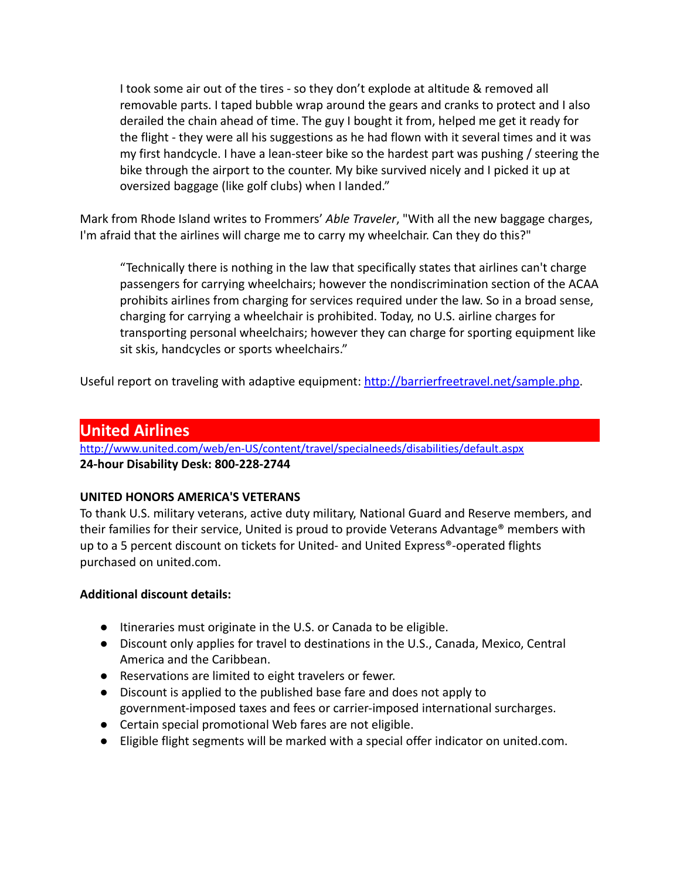> I took some air out of the tires - so they don't explode at altitude & removed all removable parts. I taped bubble wrap around the gears and cranks to protect and I also derailed the chain ahead of time. The guy I bought it from, helped me get it ready for the flight - they were all his suggestions as he had flown with it several times and it was my first handcycle. I have a lean-steer bike so the hardest part was pushing / steering the bike through the airport to the counter. My bike survived nicely and I picked it up at oversized baggage (like golf clubs) when I landed."

Mark from Rhode Island writes to Frommers' *Able Traveler*, "With all the new baggage charges, I'm afraid that the airlines will charge me to carry my wheelchair. Can they do this?"

> "Technically there is nothing in the law that specifically states that airlines can't charge passengers for carrying wheelchairs; however the nondiscrimination section of the ACAA prohibits airlines from charging for services required under the law. So in a broad sense, charging for carrying a wheelchair is prohibited. Today, no U.S. airline charges for transporting personal wheelchairs; however they can charge for sporting equipment like sit skis, handcycles or sports wheelchairs."

Useful report on traveling with adaptive equipment: [http://barrierfreetravel.net/sample.php](http://barrierfreetravel.net/sample.php).

## United Airlines

[http://www.united.com/web/en-US/content/travel/specialneeds/disabilities/default.aspx](http://www.united.com/web/en-US/content/travel/specialneeds/disabilities/default.aspx)
**24-hour Disability Desk: 800-228-2744**

**UNITED HONORS AMERICA'S VETERANS**
To thank U.S. military veterans, active duty military, National Guard and Reserve members, and their families for their service, United is proud to provide Veterans Advantage® members with up to a 5 percent discount on tickets for United- and United Express®-operated flights purchased on united.com.

**Additional discount details:**

- Itineraries must originate in the U.S. or Canada to be eligible.
- Discount only applies for travel to destinations in the U.S., Canada, Mexico, Central America and the Caribbean.
- Reservations are limited to eight travelers or fewer.
- Discount is applied to the published base fare and does not apply to government-imposed taxes and fees or carrier-imposed international surcharges.
- Certain special promotional Web fares are not eligible.
- Eligible flight segments will be marked with a special offer indicator on united.com.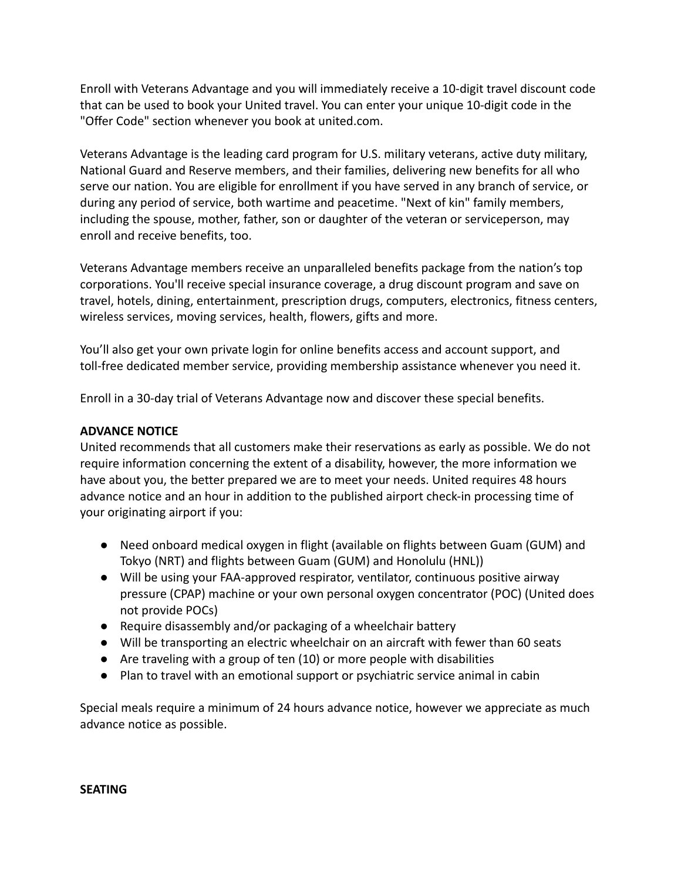Enroll with Veterans Advantage and you will immediately receive a 10-digit travel discount code that can be used to book your United travel. You can enter your unique 10-digit code in the "Offer Code" section whenever you book at united.com.

Veterans Advantage is the leading card program for U.S. military veterans, active duty military, National Guard and Reserve members, and their families, delivering new benefits for all who serve our nation. You are eligible for enrollment if you have served in any branch of service, or during any period of service, both wartime and peacetime. "Next of kin" family members, including the spouse, mother, father, son or daughter of the veteran or serviceperson, may enroll and receive benefits, too.

Veterans Advantage members receive an unparalleled benefits package from the nation's top corporations. You'll receive special insurance coverage, a drug discount program and save on travel, hotels, dining, entertainment, prescription drugs, computers, electronics, fitness centers, wireless services, moving services, health, flowers, gifts and more.

You'll also get your own private login for online benefits access and account support, and toll-free dedicated member service, providing membership assistance whenever you need it.

Enroll in a 30-day trial of Veterans Advantage now and discover these special benefits.

**ADVANCE NOTICE**

United recommends that all customers make their reservations as early as possible. We do not require information concerning the extent of a disability, however, the more information we have about you, the better prepared we are to meet your needs. United requires 48 hours advance notice and an hour in addition to the published airport check-in processing time of your originating airport if you:

- Need onboard medical oxygen in flight (available on flights between Guam (GUM) and Tokyo (NRT) and flights between Guam (GUM) and Honolulu (HNL))
- Will be using your FAA-approved respirator, ventilator, continuous positive airway pressure (CPAP) machine or your own personal oxygen concentrator (POC) (United does not provide POCs)
- Require disassembly and/or packaging of a wheelchair battery
- Will be transporting an electric wheelchair on an aircraft with fewer than 60 seats
- Are traveling with a group of ten (10) or more people with disabilities
- Plan to travel with an emotional support or psychiatric service animal in cabin

Special meals require a minimum of 24 hours advance notice, however we appreciate as much advance notice as possible.

**SEATING**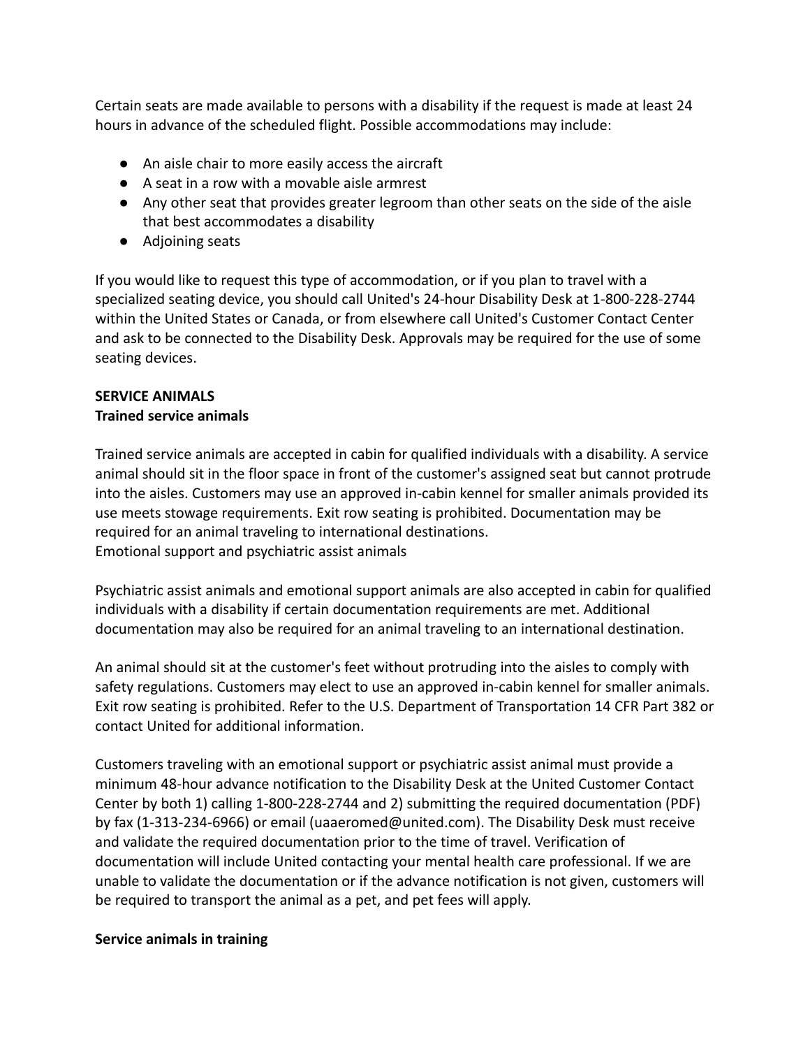Certain seats are made available to persons with a disability if the request is made at least 24 hours in advance of the scheduled flight. Possible accommodations may include:

- An aisle chair to more easily access the aircraft
- A seat in a row with a movable aisle armrest
- Any other seat that provides greater legroom than other seats on the side of the aisle that best accommodates a disability
- Adjoining seats

If you would like to request this type of accommodation, or if you plan to travel with a specialized seating device, you should call United's 24-hour Disability Desk at 1-800-228-2744 within the United States or Canada, or from elsewhere call United's Customer Contact Center and ask to be connected to the Disability Desk. Approvals may be required for the use of some seating devices.

**SERVICE ANIMALS**

**Trained service animals**

Trained service animals are accepted in cabin for qualified individuals with a disability. A service animal should sit in the floor space in front of the customer's assigned seat but cannot protrude into the aisles. Customers may use an approved in-cabin kennel for smaller animals provided its use meets stowage requirements. Exit row seating is prohibited. Documentation may be required for an animal traveling to international destinations.
Emotional support and psychiatric assist animals

Psychiatric assist animals and emotional support animals are also accepted in cabin for qualified individuals with a disability if certain documentation requirements are met. Additional documentation may also be required for an animal traveling to an international destination.

An animal should sit at the customer's feet without protruding into the aisles to comply with safety regulations. Customers may elect to use an approved in-cabin kennel for smaller animals. Exit row seating is prohibited. Refer to the U.S. Department of Transportation 14 CFR Part 382 or contact United for additional information.

Customers traveling with an emotional support or psychiatric assist animal must provide a minimum 48-hour advance notification to the Disability Desk at the United Customer Contact Center by both 1) calling 1-800-228-2744 and 2) submitting the required documentation (PDF) by fax (1-313-234-6966) or email (uaaeromed@united.com). The Disability Desk must receive and validate the required documentation prior to the time of travel. Verification of documentation will include United contacting your mental health care professional. If we are unable to validate the documentation or if the advance notification is not given, customers will be required to transport the animal as a pet, and pet fees will apply.

**Service animals in training**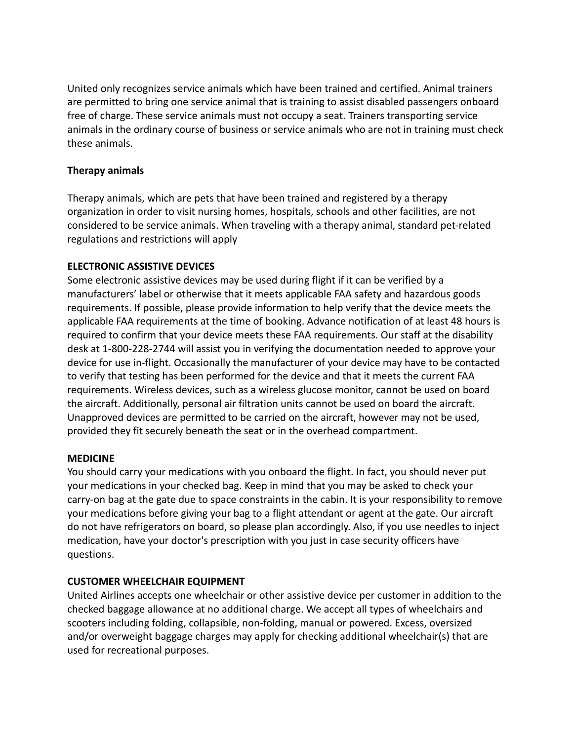United only recognizes service animals which have been trained and certified. Animal trainers are permitted to bring one service animal that is training to assist disabled passengers onboard free of charge. These service animals must not occupy a seat. Trainers transporting service animals in the ordinary course of business or service animals who are not in training must check these animals.

**Therapy animals**

Therapy animals, which are pets that have been trained and registered by a therapy organization in order to visit nursing homes, hospitals, schools and other facilities, are not considered to be service animals. When traveling with a therapy animal, standard pet-related regulations and restrictions will apply

**ELECTRONIC ASSISTIVE DEVICES**

Some electronic assistive devices may be used during flight if it can be verified by a manufacturers' label or otherwise that it meets applicable FAA safety and hazardous goods requirements. If possible, please provide information to help verify that the device meets the applicable FAA requirements at the time of booking. Advance notification of at least 48 hours is required to confirm that your device meets these FAA requirements. Our staff at the disability desk at 1-800-228-2744 will assist you in verifying the documentation needed to approve your device for use in-flight. Occasionally the manufacturer of your device may have to be contacted to verify that testing has been performed for the device and that it meets the current FAA requirements. Wireless devices, such as a wireless glucose monitor, cannot be used on board the aircraft. Additionally, personal air filtration units cannot be used on board the aircraft. Unapproved devices are permitted to be carried on the aircraft, however may not be used, provided they fit securely beneath the seat or in the overhead compartment.

**MEDICINE**

You should carry your medications with you onboard the flight. In fact, you should never put your medications in your checked bag. Keep in mind that you may be asked to check your carry-on bag at the gate due to space constraints in the cabin. It is your responsibility to remove your medications before giving your bag to a flight attendant or agent at the gate. Our aircraft do not have refrigerators on board, so please plan accordingly. Also, if you use needles to inject medication, have your doctor's prescription with you just in case security officers have questions.

**CUSTOMER WHEELCHAIR EQUIPMENT**

United Airlines accepts one wheelchair or other assistive device per customer in addition to the checked baggage allowance at no additional charge. We accept all types of wheelchairs and scooters including folding, collapsible, non-folding, manual or powered. Excess, oversized and/or overweight baggage charges may apply for checking additional wheelchair(s) that are used for recreational purposes.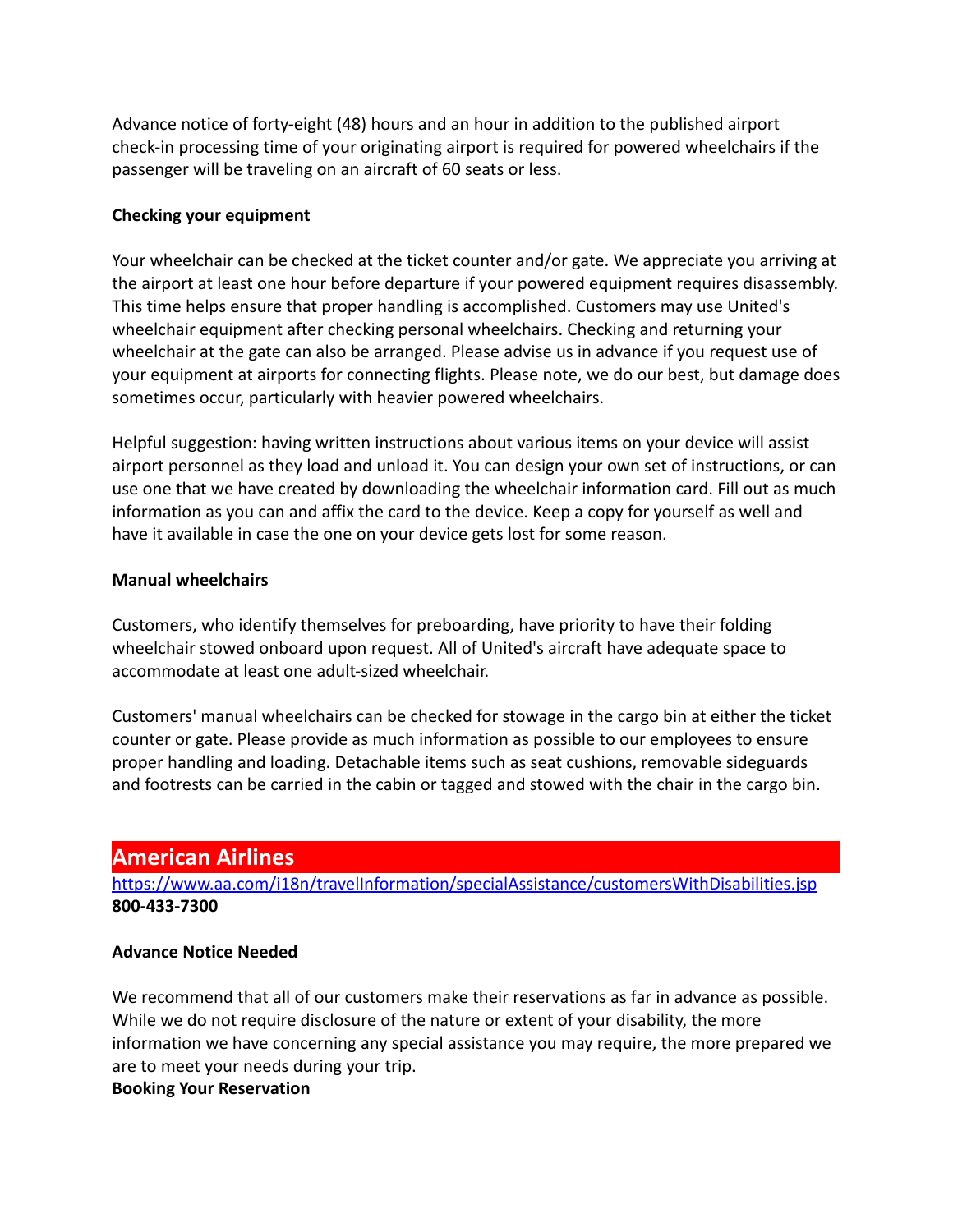Advance notice of forty-eight (48) hours and an hour in addition to the published airport check-in processing time of your originating airport is required for powered wheelchairs if the passenger will be traveling on an aircraft of 60 seats or less.

**Checking your equipment**

Your wheelchair can be checked at the ticket counter and/or gate. We appreciate you arriving at the airport at least one hour before departure if your powered equipment requires disassembly. This time helps ensure that proper handling is accomplished. Customers may use United's wheelchair equipment after checking personal wheelchairs. Checking and returning your wheelchair at the gate can also be arranged. Please advise us in advance if you request use of your equipment at airports for connecting flights. Please note, we do our best, but damage does sometimes occur, particularly with heavier powered wheelchairs.

Helpful suggestion: having written instructions about various items on your device will assist airport personnel as they load and unload it. You can design your own set of instructions, or can use one that we have created by downloading the wheelchair information card. Fill out as much information as you can and affix the card to the device. Keep a copy for yourself as well and have it available in case the one on your device gets lost for some reason.

**Manual wheelchairs**

Customers, who identify themselves for preboarding, have priority to have their folding wheelchair stowed onboard upon request. All of United's aircraft have adequate space to accommodate at least one adult-sized wheelchair.

Customers' manual wheelchairs can be checked for stowage in the cargo bin at either the ticket counter or gate. Please provide as much information as possible to our employees to ensure proper handling and loading. Detachable items such as seat cushions, removable sideguards and footrests can be carried in the cabin or tagged and stowed with the chair in the cargo bin.

## American Airlines

https://www.aa.com/i18n/travelInformation/specialAssistance/customersWithDisabilities.jsp
**800-433-7300**

**Advance Notice Needed**

We recommend that all of our customers make their reservations as far in advance as possible. While we do not require disclosure of the nature or extent of your disability, the more information we have concerning any special assistance you may require, the more prepared we are to meet your needs during your trip.

**Booking Your Reservation**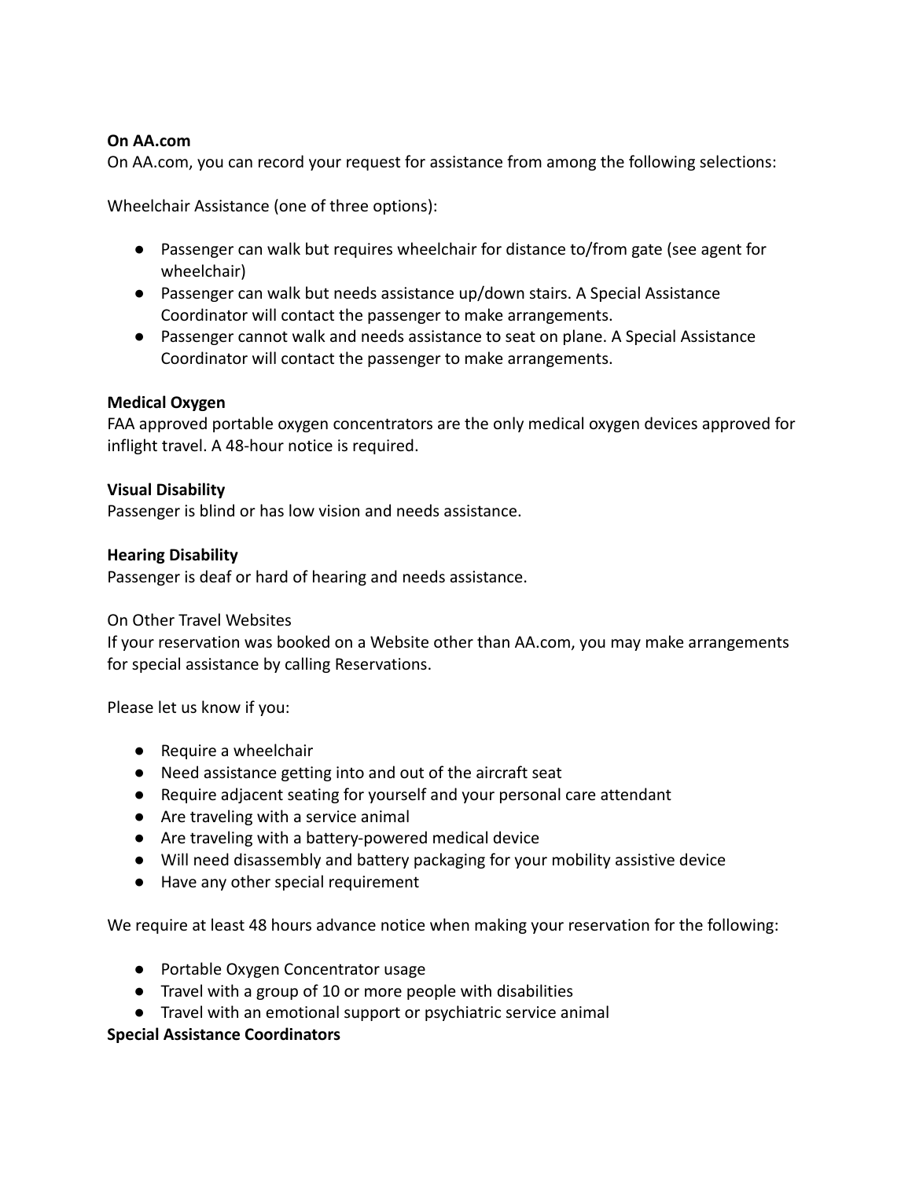**On AA.com**
On AA.com, you can record your request for assistance from among the following selections:

Wheelchair Assistance (one of three options):

- Passenger can walk but requires wheelchair for distance to/from gate (see agent for wheelchair)
- Passenger can walk but needs assistance up/down stairs. A Special Assistance Coordinator will contact the passenger to make arrangements.
- Passenger cannot walk and needs assistance to seat on plane. A Special Assistance Coordinator will contact the passenger to make arrangements.

**Medical Oxygen**
FAA approved portable oxygen concentrators are the only medical oxygen devices approved for inflight travel. A 48-hour notice is required.

**Visual Disability**
Passenger is blind or has low vision and needs assistance.

**Hearing Disability**
Passenger is deaf or hard of hearing and needs assistance.

On Other Travel Websites
If your reservation was booked on a Website other than AA.com, you may make arrangements for special assistance by calling Reservations.

Please let us know if you:

- Require a wheelchair
- Need assistance getting into and out of the aircraft seat
- Require adjacent seating for yourself and your personal care attendant
- Are traveling with a service animal
- Are traveling with a battery-powered medical device
- Will need disassembly and battery packaging for your mobility assistive device
- Have any other special requirement

We require at least 48 hours advance notice when making your reservation for the following:

- Portable Oxygen Concentrator usage
- Travel with a group of 10 or more people with disabilities
- Travel with an emotional support or psychiatric service animal

**Special Assistance Coordinators**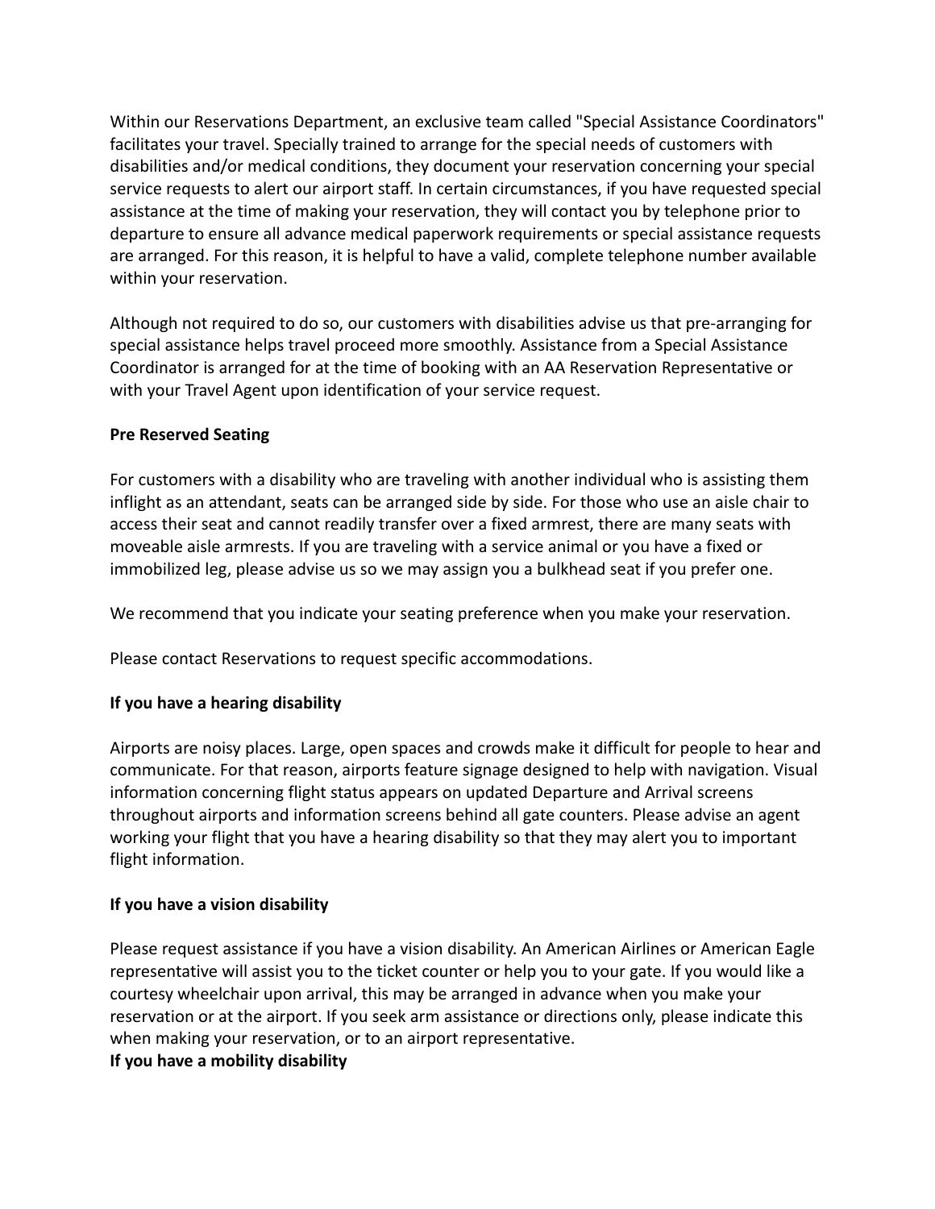Within our Reservations Department, an exclusive team called "Special Assistance Coordinators" facilitates your travel. Specially trained to arrange for the special needs of customers with disabilities and/or medical conditions, they document your reservation concerning your special service requests to alert our airport staff. In certain circumstances, if you have requested special assistance at the time of making your reservation, they will contact you by telephone prior to departure to ensure all advance medical paperwork requirements or special assistance requests are arranged. For this reason, it is helpful to have a valid, complete telephone number available within your reservation.

Although not required to do so, our customers with disabilities advise us that pre-arranging for special assistance helps travel proceed more smoothly. Assistance from a Special Assistance Coordinator is arranged for at the time of booking with an AA Reservation Representative or with your Travel Agent upon identification of your service request.

**Pre Reserved Seating**

For customers with a disability who are traveling with another individual who is assisting them inflight as an attendant, seats can be arranged side by side. For those who use an aisle chair to access their seat and cannot readily transfer over a fixed armrest, there are many seats with moveable aisle armrests. If you are traveling with a service animal or you have a fixed or immobilized leg, please advise us so we may assign you a bulkhead seat if you prefer one.

We recommend that you indicate your seating preference when you make your reservation.

Please contact Reservations to request specific accommodations.

**If you have a hearing disability**

Airports are noisy places. Large, open spaces and crowds make it difficult for people to hear and communicate. For that reason, airports feature signage designed to help with navigation. Visual information concerning flight status appears on updated Departure and Arrival screens throughout airports and information screens behind all gate counters. Please advise an agent working your flight that you have a hearing disability so that they may alert you to important flight information.

**If you have a vision disability**

Please request assistance if you have a vision disability. An American Airlines or American Eagle representative will assist you to the ticket counter or help you to your gate. If you would like a courtesy wheelchair upon arrival, this may be arranged in advance when you make your reservation or at the airport. If you seek arm assistance or directions only, please indicate this when making your reservation, or to an airport representative.

**If you have a mobility disability**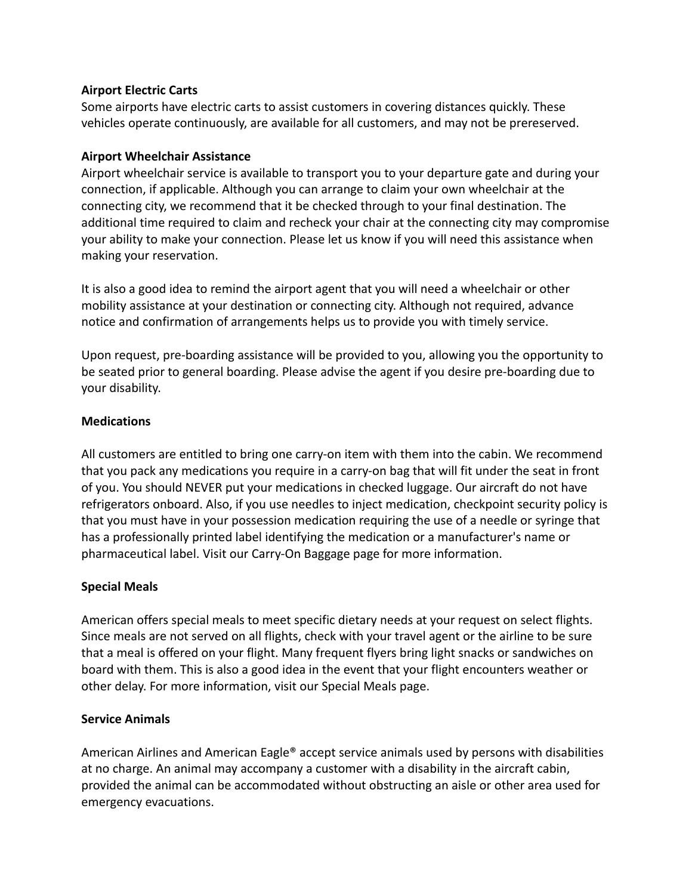**Airport Electric Carts**

Some airports have electric carts to assist customers in covering distances quickly. These vehicles operate continuously, are available for all customers, and may not be prereserved.

**Airport Wheelchair Assistance**

Airport wheelchair service is available to transport you to your departure gate and during your connection, if applicable. Although you can arrange to claim your own wheelchair at the connecting city, we recommend that it be checked through to your final destination. The additional time required to claim and recheck your chair at the connecting city may compromise your ability to make your connection. Please let us know if you will need this assistance when making your reservation.

It is also a good idea to remind the airport agent that you will need a wheelchair or other mobility assistance at your destination or connecting city. Although not required, advance notice and confirmation of arrangements helps us to provide you with timely service.

Upon request, pre-boarding assistance will be provided to you, allowing you the opportunity to be seated prior to general boarding. Please advise the agent if you desire pre-boarding due to your disability.

**Medications**

All customers are entitled to bring one carry-on item with them into the cabin. We recommend that you pack any medications you require in a carry-on bag that will fit under the seat in front of you. You should NEVER put your medications in checked luggage. Our aircraft do not have refrigerators onboard. Also, if you use needles to inject medication, checkpoint security policy is that you must have in your possession medication requiring the use of a needle or syringe that has a professionally printed label identifying the medication or a manufacturer's name or pharmaceutical label. Visit our Carry-On Baggage page for more information.

**Special Meals**

American offers special meals to meet specific dietary needs at your request on select flights. Since meals are not served on all flights, check with your travel agent or the airline to be sure that a meal is offered on your flight. Many frequent flyers bring light snacks or sandwiches on board with them. This is also a good idea in the event that your flight encounters weather or other delay. For more information, visit our Special Meals page.

**Service Animals**

American Airlines and American Eagle® accept service animals used by persons with disabilities at no charge. An animal may accompany a customer with a disability in the aircraft cabin, provided the animal can be accommodated without obstructing an aisle or other area used for emergency evacuations.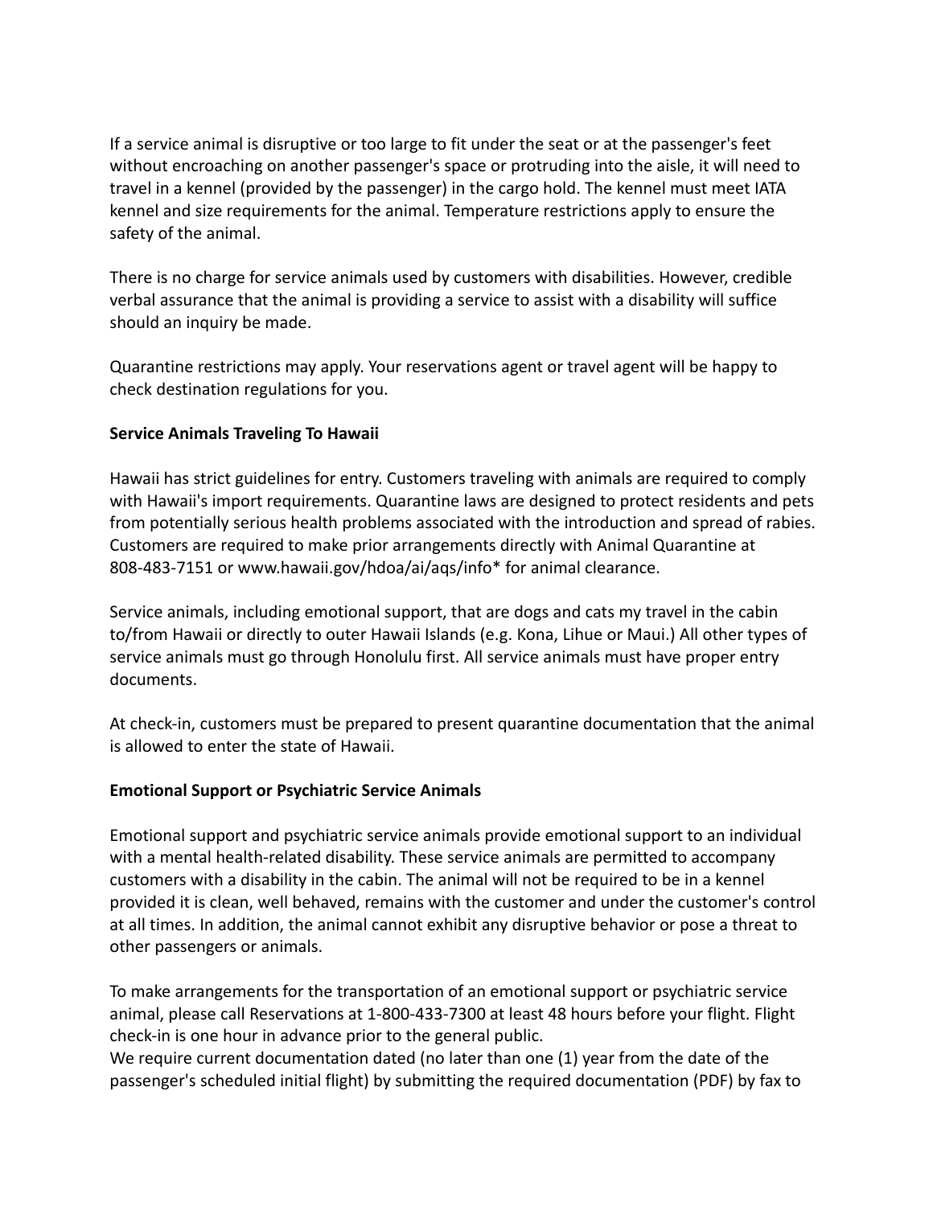If a service animal is disruptive or too large to fit under the seat or at the passenger's feet without encroaching on another passenger's space or protruding into the aisle, it will need to travel in a kennel (provided by the passenger) in the cargo hold. The kennel must meet IATA kennel and size requirements for the animal. Temperature restrictions apply to ensure the safety of the animal.

There is no charge for service animals used by customers with disabilities. However, credible verbal assurance that the animal is providing a service to assist with a disability will suffice should an inquiry be made.

Quarantine restrictions may apply. Your reservations agent or travel agent will be happy to check destination regulations for you.

**Service Animals Traveling To Hawaii**

Hawaii has strict guidelines for entry. Customers traveling with animals are required to comply with Hawaii's import requirements. Quarantine laws are designed to protect residents and pets from potentially serious health problems associated with the introduction and spread of rabies. Customers are required to make prior arrangements directly with Animal Quarantine at 808-483-7151 or www.hawaii.gov/hdoa/ai/aqs/info* for animal clearance.

Service animals, including emotional support, that are dogs and cats my travel in the cabin to/from Hawaii or directly to outer Hawaii Islands (e.g. Kona, Lihue or Maui.) All other types of service animals must go through Honolulu first. All service animals must have proper entry documents.

At check-in, customers must be prepared to present quarantine documentation that the animal is allowed to enter the state of Hawaii.

**Emotional Support or Psychiatric Service Animals**

Emotional support and psychiatric service animals provide emotional support to an individual with a mental health-related disability. These service animals are permitted to accompany customers with a disability in the cabin. The animal will not be required to be in a kennel provided it is clean, well behaved, remains with the customer and under the customer's control at all times. In addition, the animal cannot exhibit any disruptive behavior or pose a threat to other passengers or animals.

To make arrangements for the transportation of an emotional support or psychiatric service animal, please call Reservations at 1-800-433-7300 at least 48 hours before your flight. Flight check-in is one hour in advance prior to the general public.
We require current documentation dated (no later than one (1) year from the date of the passenger's scheduled initial flight) by submitting the required documentation (PDF) by fax to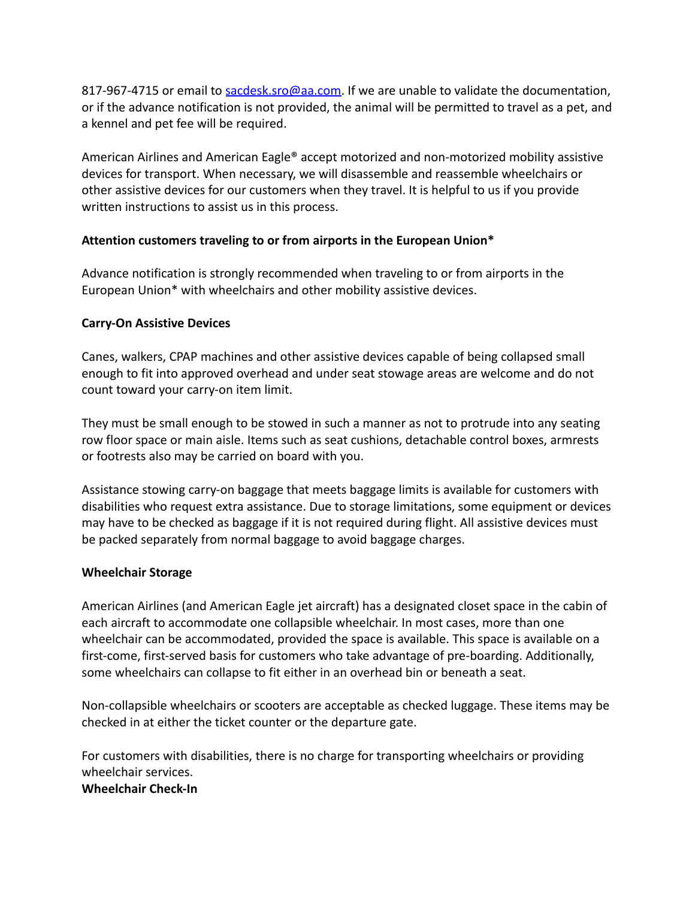817-967-4715 or email to sacdesk.sro@aa.com. If we are unable to validate the documentation, or if the advance notification is not provided, the animal will be permitted to travel as a pet, and a kennel and pet fee will be required.

American Airlines and American Eagle® accept motorized and non-motorized mobility assistive devices for transport. When necessary, we will disassemble and reassemble wheelchairs or other assistive devices for our customers when they travel. It is helpful to us if you provide written instructions to assist us in this process.

**Attention customers traveling to or from airports in the European Union***

Advance notification is strongly recommended when traveling to or from airports in the European Union* with wheelchairs and other mobility assistive devices.

**Carry-On Assistive Devices**

Canes, walkers, CPAP machines and other assistive devices capable of being collapsed small enough to fit into approved overhead and under seat stowage areas are welcome and do not count toward your carry-on item limit.

They must be small enough to be stowed in such a manner as not to protrude into any seating row floor space or main aisle. Items such as seat cushions, detachable control boxes, armrests or footrests also may be carried on board with you.

Assistance stowing carry-on baggage that meets baggage limits is available for customers with disabilities who request extra assistance. Due to storage limitations, some equipment or devices may have to be checked as baggage if it is not required during flight. All assistive devices must be packed separately from normal baggage to avoid baggage charges.

**Wheelchair Storage**

American Airlines (and American Eagle jet aircraft) has a designated closet space in the cabin of each aircraft to accommodate one collapsible wheelchair. In most cases, more than one wheelchair can be accommodated, provided the space is available. This space is available on a first-come, first-served basis for customers who take advantage of pre-boarding. Additionally, some wheelchairs can collapse to fit either in an overhead bin or beneath a seat.

Non-collapsible wheelchairs or scooters are acceptable as checked luggage. These items may be checked in at either the ticket counter or the departure gate.

For customers with disabilities, there is no charge for transporting wheelchairs or providing wheelchair services.

**Wheelchair Check-In**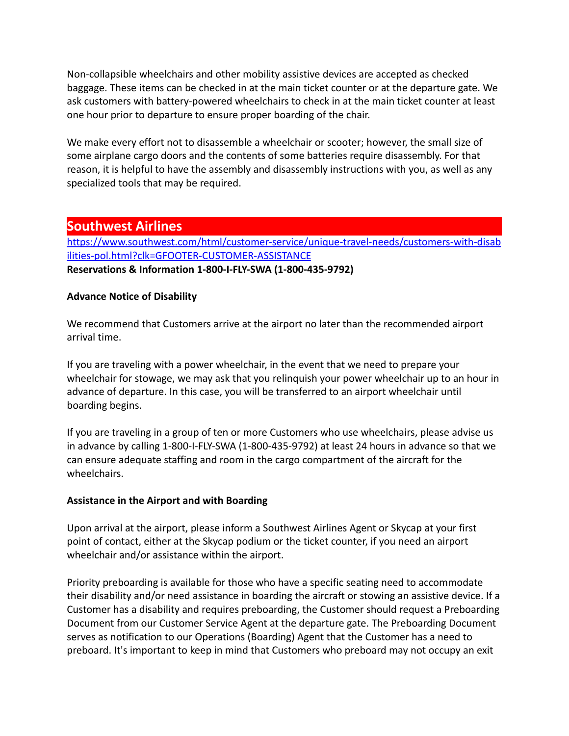Non-collapsible wheelchairs and other mobility assistive devices are accepted as checked baggage. These items can be checked in at the main ticket counter or at the departure gate. We ask customers with battery-powered wheelchairs to check in at the main ticket counter at least one hour prior to departure to ensure proper boarding of the chair.

We make every effort not to disassemble a wheelchair or scooter; however, the small size of some airplane cargo doors and the contents of some batteries require disassembly. For that reason, it is helpful to have the assembly and disassembly instructions with you, as well as any specialized tools that may be required.

## Southwest Airlines

https://www.southwest.com/html/customer-service/unique-travel-needs/customers-with-disabilities-pol.html?clk=GFOOTER-CUSTOMER-ASSISTANCE

**Reservations & Information 1-800-I-FLY-SWA (1-800-435-9792)**

**Advance Notice of Disability**

We recommend that Customers arrive at the airport no later than the recommended airport arrival time.

If you are traveling with a power wheelchair, in the event that we need to prepare your wheelchair for stowage, we may ask that you relinquish your power wheelchair up to an hour in advance of departure. In this case, you will be transferred to an airport wheelchair until boarding begins.

If you are traveling in a group of ten or more Customers who use wheelchairs, please advise us in advance by calling 1-800-I-FLY-SWA (1-800-435-9792) at least 24 hours in advance so that we can ensure adequate staffing and room in the cargo compartment of the aircraft for the wheelchairs.

**Assistance in the Airport and with Boarding**

Upon arrival at the airport, please inform a Southwest Airlines Agent or Skycap at your first point of contact, either at the Skycap podium or the ticket counter, if you need an airport wheelchair and/or assistance within the airport.

Priority preboarding is available for those who have a specific seating need to accommodate their disability and/or need assistance in boarding the aircraft or stowing an assistive device. If a Customer has a disability and requires preboarding, the Customer should request a Preboarding Document from our Customer Service Agent at the departure gate. The Preboarding Document serves as notification to our Operations (Boarding) Agent that the Customer has a need to preboard. It's important to keep in mind that Customers who preboard may not occupy an exit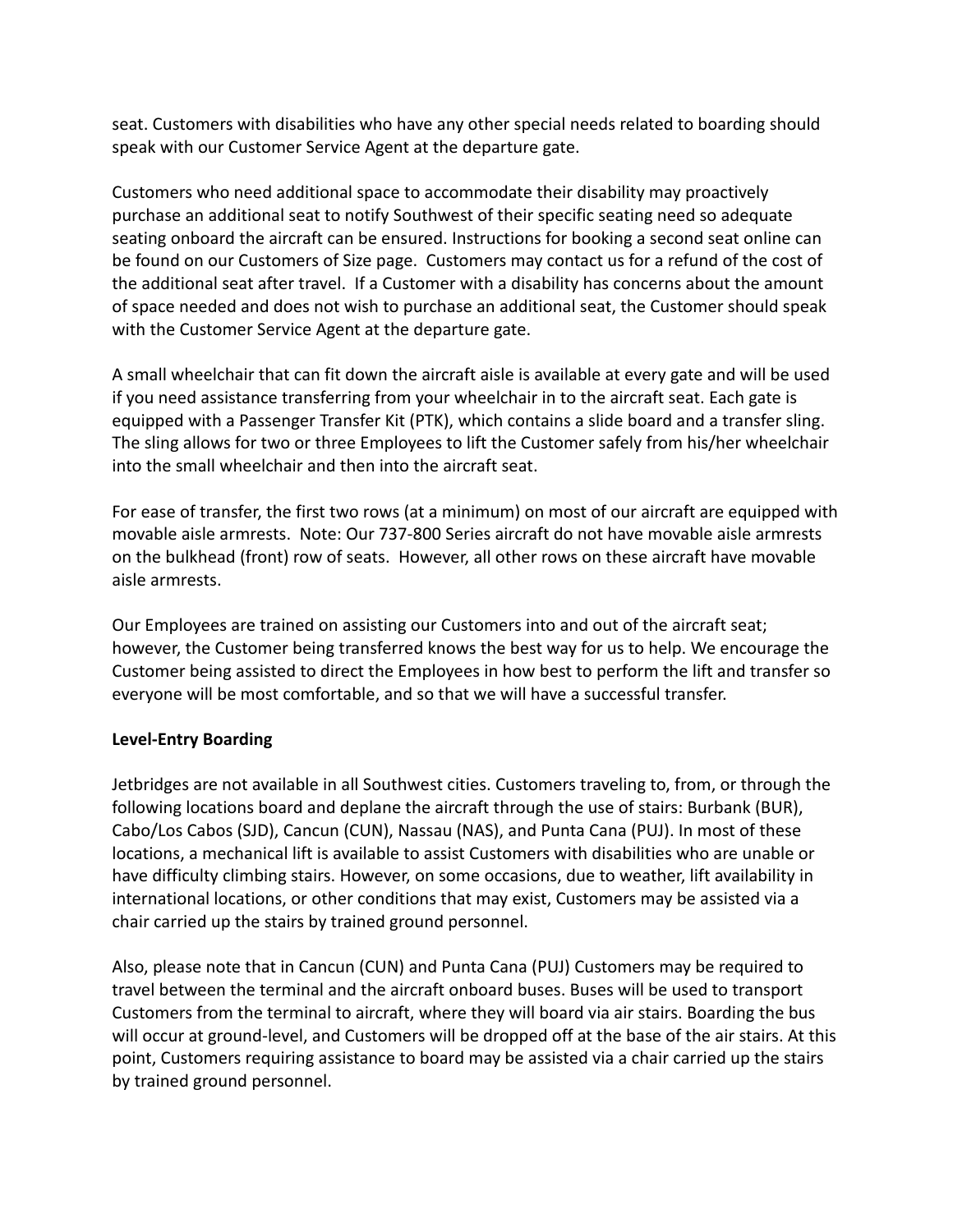seat. Customers with disabilities who have any other special needs related to boarding should speak with our Customer Service Agent at the departure gate.

Customers who need additional space to accommodate their disability may proactively purchase an additional seat to notify Southwest of their specific seating need so adequate seating onboard the aircraft can be ensured. Instructions for booking a second seat online can be found on our Customers of Size page. Customers may contact us for a refund of the cost of the additional seat after travel. If a Customer with a disability has concerns about the amount of space needed and does not wish to purchase an additional seat, the Customer should speak with the Customer Service Agent at the departure gate.

A small wheelchair that can fit down the aircraft aisle is available at every gate and will be used if you need assistance transferring from your wheelchair in to the aircraft seat. Each gate is equipped with a Passenger Transfer Kit (PTK), which contains a slide board and a transfer sling. The sling allows for two or three Employees to lift the Customer safely from his/her wheelchair into the small wheelchair and then into the aircraft seat.

For ease of transfer, the first two rows (at a minimum) on most of our aircraft are equipped with movable aisle armrests. Note: Our 737-800 Series aircraft do not have movable aisle armrests on the bulkhead (front) row of seats. However, all other rows on these aircraft have movable aisle armrests.

Our Employees are trained on assisting our Customers into and out of the aircraft seat; however, the Customer being transferred knows the best way for us to help. We encourage the Customer being assisted to direct the Employees in how best to perform the lift and transfer so everyone will be most comfortable, and so that we will have a successful transfer.

**Level-Entry Boarding**

Jetbridges are not available in all Southwest cities. Customers traveling to, from, or through the following locations board and deplane the aircraft through the use of stairs: Burbank (BUR), Cabo/Los Cabos (SJD), Cancun (CUN), Nassau (NAS), and Punta Cana (PUJ). In most of these locations, a mechanical lift is available to assist Customers with disabilities who are unable or have difficulty climbing stairs. However, on some occasions, due to weather, lift availability in international locations, or other conditions that may exist, Customers may be assisted via a chair carried up the stairs by trained ground personnel.

Also, please note that in Cancun (CUN) and Punta Cana (PUJ) Customers may be required to travel between the terminal and the aircraft onboard buses. Buses will be used to transport Customers from the terminal to aircraft, where they will board via air stairs. Boarding the bus will occur at ground-level, and Customers will be dropped off at the base of the air stairs. At this point, Customers requiring assistance to board may be assisted via a chair carried up the stairs by trained ground personnel.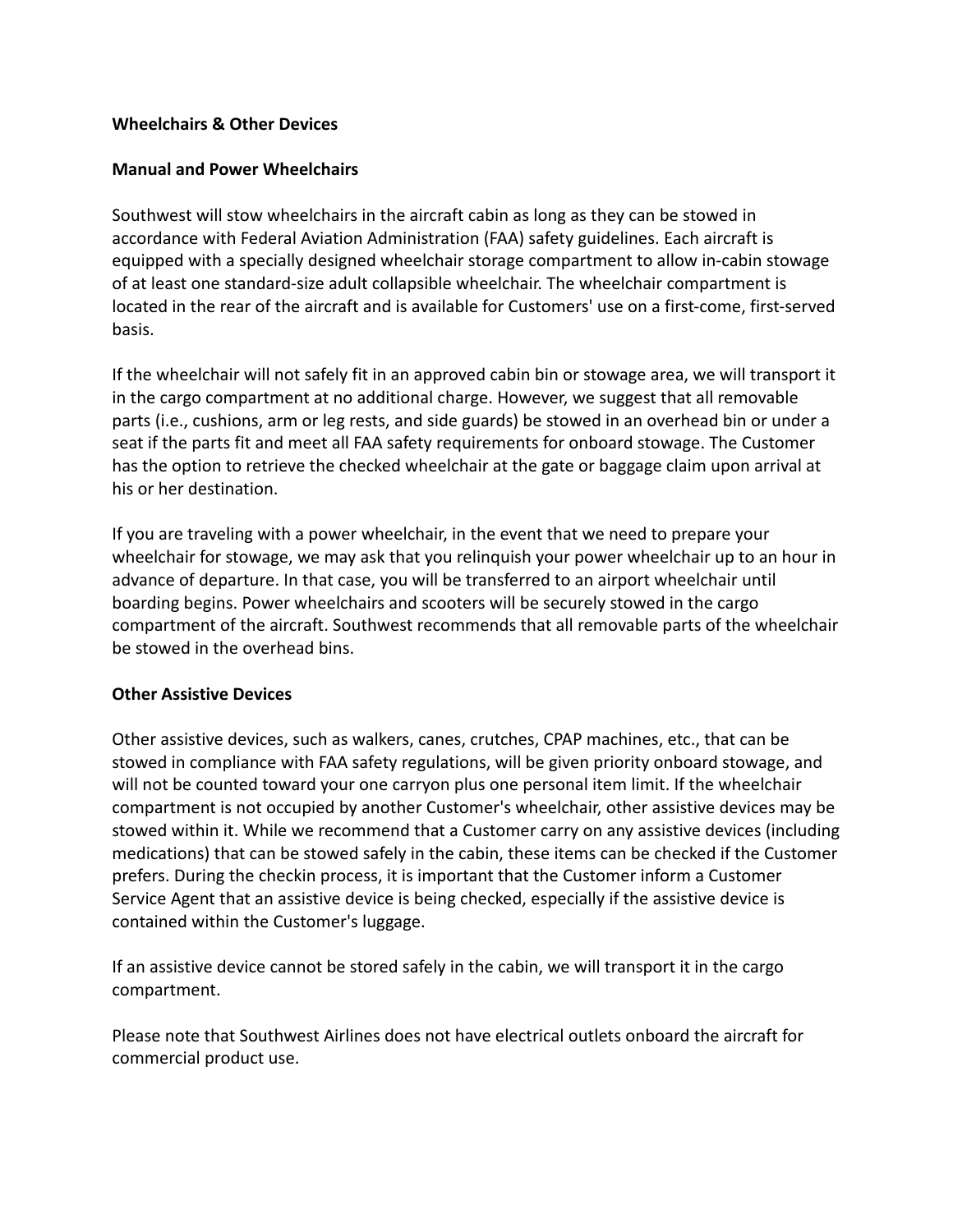**Wheelchairs & Other Devices**

**Manual and Power Wheelchairs**

Southwest will stow wheelchairs in the aircraft cabin as long as they can be stowed in accordance with Federal Aviation Administration (FAA) safety guidelines. Each aircraft is equipped with a specially designed wheelchair storage compartment to allow in-cabin stowage of at least one standard-size adult collapsible wheelchair. The wheelchair compartment is located in the rear of the aircraft and is available for Customers' use on a first-come, first-served basis.

If the wheelchair will not safely fit in an approved cabin bin or stowage area, we will transport it in the cargo compartment at no additional charge. However, we suggest that all removable parts (i.e., cushions, arm or leg rests, and side guards) be stowed in an overhead bin or under a seat if the parts fit and meet all FAA safety requirements for onboard stowage. The Customer has the option to retrieve the checked wheelchair at the gate or baggage claim upon arrival at his or her destination.

If you are traveling with a power wheelchair, in the event that we need to prepare your wheelchair for stowage, we may ask that you relinquish your power wheelchair up to an hour in advance of departure. In that case, you will be transferred to an airport wheelchair until boarding begins. Power wheelchairs and scooters will be securely stowed in the cargo compartment of the aircraft. Southwest recommends that all removable parts of the wheelchair be stowed in the overhead bins.

**Other Assistive Devices**

Other assistive devices, such as walkers, canes, crutches, CPAP machines, etc., that can be stowed in compliance with FAA safety regulations, will be given priority onboard stowage, and will not be counted toward your one carryon plus one personal item limit. If the wheelchair compartment is not occupied by another Customer's wheelchair, other assistive devices may be stowed within it. While we recommend that a Customer carry on any assistive devices (including medications) that can be stowed safely in the cabin, these items can be checked if the Customer prefers. During the checkin process, it is important that the Customer inform a Customer Service Agent that an assistive device is being checked, especially if the assistive device is contained within the Customer's luggage.

If an assistive device cannot be stored safely in the cabin, we will transport it in the cargo compartment.

Please note that Southwest Airlines does not have electrical outlets onboard the aircraft for commercial product use.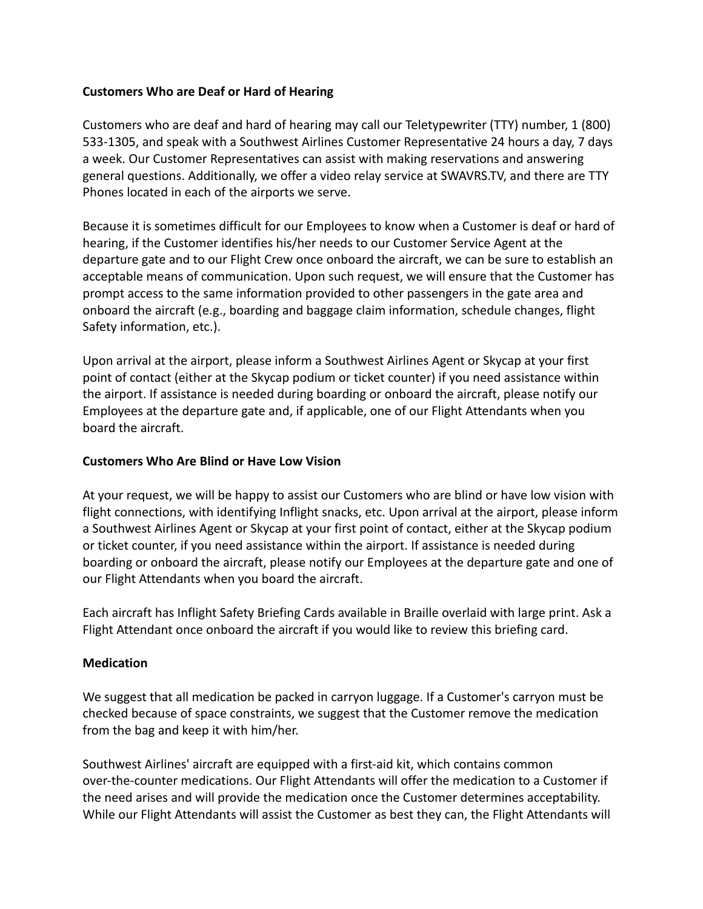### Customers Who are Deaf or Hard of Hearing

Customers who are deaf and hard of hearing may call our Teletypewriter (TTY) number, 1 (800) 533-1305, and speak with a Southwest Airlines Customer Representative 24 hours a day, 7 days a week. Our Customer Representatives can assist with making reservations and answering general questions. Additionally, we offer a video relay service at SWAVRS.TV, and there are TTY Phones located in each of the airports we serve.

Because it is sometimes difficult for our Employees to know when a Customer is deaf or hard of hearing, if the Customer identifies his/her needs to our Customer Service Agent at the departure gate and to our Flight Crew once onboard the aircraft, we can be sure to establish an acceptable means of communication. Upon such request, we will ensure that the Customer has prompt access to the same information provided to other passengers in the gate area and onboard the aircraft (e.g., boarding and baggage claim information, schedule changes, flight Safety information, etc.).

Upon arrival at the airport, please inform a Southwest Airlines Agent or Skycap at your first point of contact (either at the Skycap podium or ticket counter) if you need assistance within the airport. If assistance is needed during boarding or onboard the aircraft, please notify our Employees at the departure gate and, if applicable, one of our Flight Attendants when you board the aircraft.

### Customers Who Are Blind or Have Low Vision

At your request, we will be happy to assist our Customers who are blind or have low vision with flight connections, with identifying Inflight snacks, etc. Upon arrival at the airport, please inform a Southwest Airlines Agent or Skycap at your first point of contact, either at the Skycap podium or ticket counter, if you need assistance within the airport. If assistance is needed during boarding or onboard the aircraft, please notify our Employees at the departure gate and one of our Flight Attendants when you board the aircraft.

Each aircraft has Inflight Safety Briefing Cards available in Braille overlaid with large print. Ask a Flight Attendant once onboard the aircraft if you would like to review this briefing card.

### Medication

We suggest that all medication be packed in carryon luggage. If a Customer's carryon must be checked because of space constraints, we suggest that the Customer remove the medication from the bag and keep it with him/her.

Southwest Airlines' aircraft are equipped with a first-aid kit, which contains common over-the-counter medications. Our Flight Attendants will offer the medication to a Customer if the need arises and will provide the medication once the Customer determines acceptability. While our Flight Attendants will assist the Customer as best they can, the Flight Attendants will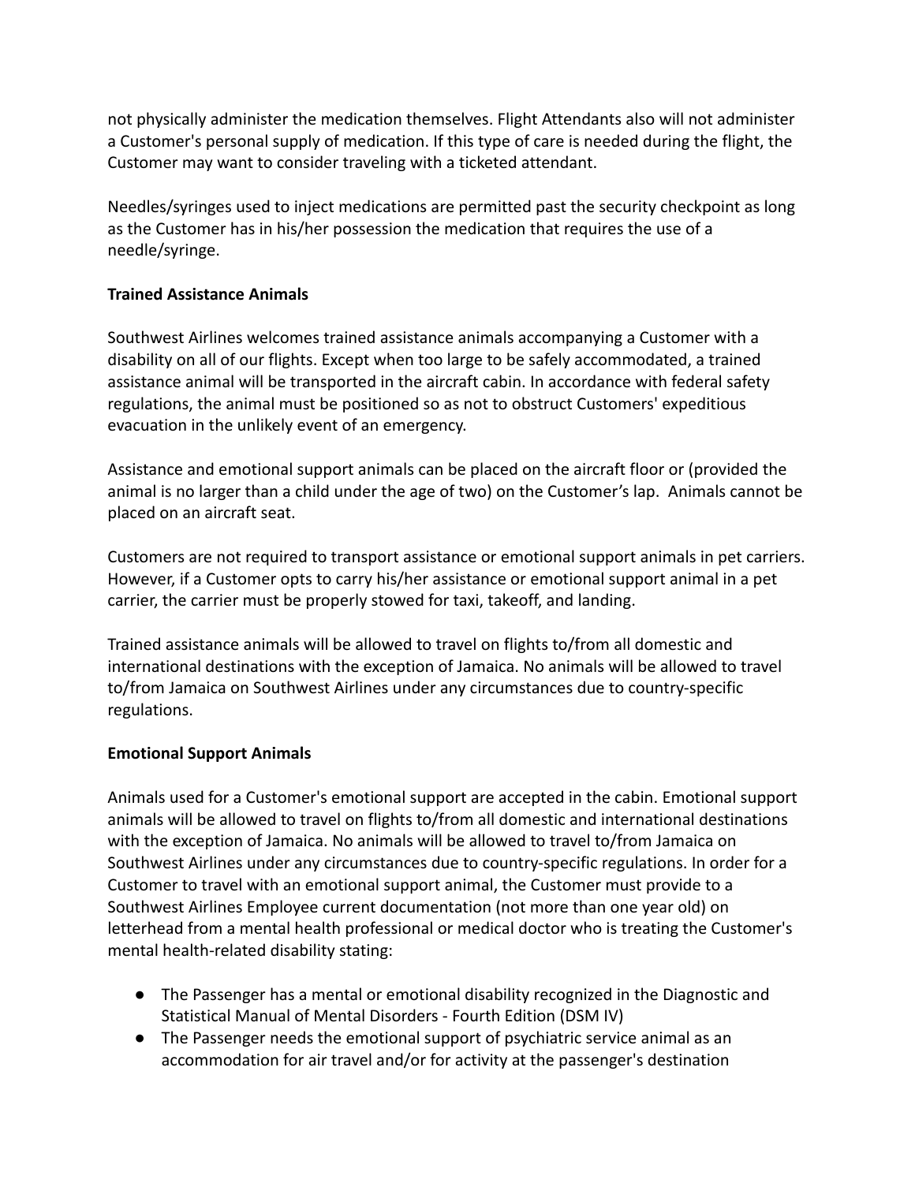not physically administer the medication themselves. Flight Attendants also will not administer a Customer's personal supply of medication. If this type of care is needed during the flight, the Customer may want to consider traveling with a ticketed attendant.

Needles/syringes used to inject medications are permitted past the security checkpoint as long as the Customer has in his/her possession the medication that requires the use of a needle/syringe.

**Trained Assistance Animals**

Southwest Airlines welcomes trained assistance animals accompanying a Customer with a disability on all of our flights. Except when too large to be safely accommodated, a trained assistance animal will be transported in the aircraft cabin. In accordance with federal safety regulations, the animal must be positioned so as not to obstruct Customers' expeditious evacuation in the unlikely event of an emergency.

Assistance and emotional support animals can be placed on the aircraft floor or (provided the animal is no larger than a child under the age of two) on the Customer's lap. Animals cannot be placed on an aircraft seat.

Customers are not required to transport assistance or emotional support animals in pet carriers. However, if a Customer opts to carry his/her assistance or emotional support animal in a pet carrier, the carrier must be properly stowed for taxi, takeoff, and landing.

Trained assistance animals will be allowed to travel on flights to/from all domestic and international destinations with the exception of Jamaica. No animals will be allowed to travel to/from Jamaica on Southwest Airlines under any circumstances due to country-specific regulations.

**Emotional Support Animals**

Animals used for a Customer's emotional support are accepted in the cabin. Emotional support animals will be allowed to travel on flights to/from all domestic and international destinations with the exception of Jamaica. No animals will be allowed to travel to/from Jamaica on Southwest Airlines under any circumstances due to country-specific regulations. In order for a Customer to travel with an emotional support animal, the Customer must provide to a Southwest Airlines Employee current documentation (not more than one year old) on letterhead from a mental health professional or medical doctor who is treating the Customer's mental health-related disability stating:

- The Passenger has a mental or emotional disability recognized in the Diagnostic and Statistical Manual of Mental Disorders - Fourth Edition (DSM IV)
- The Passenger needs the emotional support of psychiatric service animal as an accommodation for air travel and/or for activity at the passenger's destination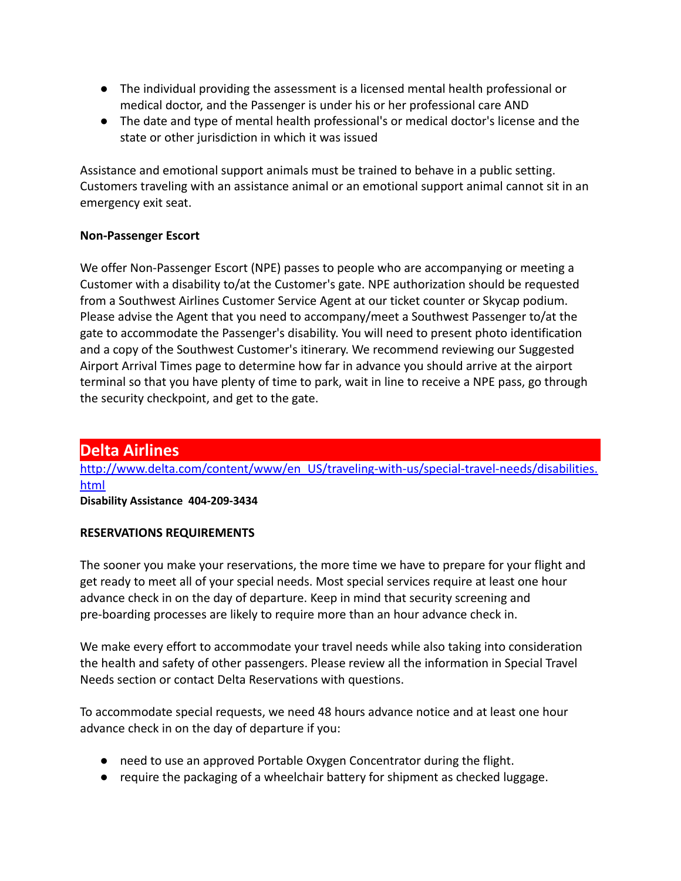- The individual providing the assessment is a licensed mental health professional or medical doctor, and the Passenger is under his or her professional care AND
- The date and type of mental health professional's or medical doctor's license and the state or other jurisdiction in which it was issued

Assistance and emotional support animals must be trained to behave in a public setting. Customers traveling with an assistance animal or an emotional support animal cannot sit in an emergency exit seat.

**Non-Passenger Escort**

We offer Non-Passenger Escort (NPE) passes to people who are accompanying or meeting a Customer with a disability to/at the Customer's gate. NPE authorization should be requested from a Southwest Airlines Customer Service Agent at our ticket counter or Skycap podium. Please advise the Agent that you need to accompany/meet a Southwest Passenger to/at the gate to accommodate the Passenger's disability. You will need to present photo identification and a copy of the Southwest Customer's itinerary. We recommend reviewing our Suggested Airport Arrival Times page to determine how far in advance you should arrive at the airport terminal so that you have plenty of time to park, wait in line to receive a NPE pass, go through the security checkpoint, and get to the gate.

## Delta Airlines

http://www.delta.com/content/www/en_US/traveling-with-us/special-travel-needs/disabilities.html

**Disability Assistance 404-209-3434**

**RESERVATIONS REQUIREMENTS**

The sooner you make your reservations, the more time we have to prepare for your flight and get ready to meet all of your special needs. Most special services require at least one hour advance check in on the day of departure. Keep in mind that security screening and pre-boarding processes are likely to require more than an hour advance check in.

We make every effort to accommodate your travel needs while also taking into consideration the health and safety of other passengers. Please review all the information in Special Travel Needs section or contact Delta Reservations with questions.

To accommodate special requests, we need 48 hours advance notice and at least one hour advance check in on the day of departure if you:

- need to use an approved Portable Oxygen Concentrator during the flight.
- require the packaging of a wheelchair battery for shipment as checked luggage.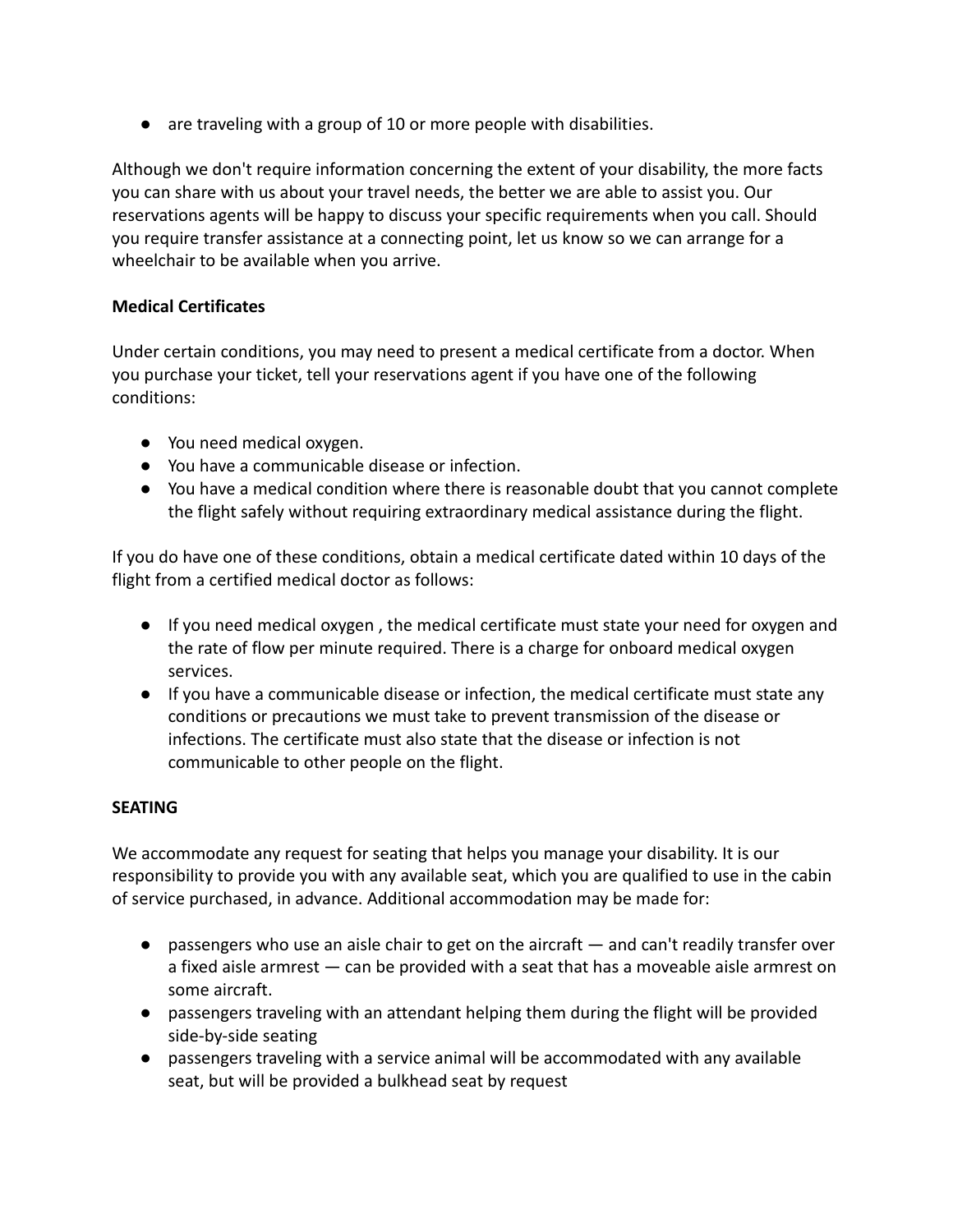- are traveling with a group of 10 or more people with disabilities.

Although we don't require information concerning the extent of your disability, the more facts you can share with us about your travel needs, the better we are able to assist you. Our reservations agents will be happy to discuss your specific requirements when you call. Should you require transfer assistance at a connecting point, let us know so we can arrange for a wheelchair to be available when you arrive.

**Medical Certificates**

Under certain conditions, you may need to present a medical certificate from a doctor. When you purchase your ticket, tell your reservations agent if you have one of the following conditions:

- You need medical oxygen.
- You have a communicable disease or infection.
- You have a medical condition where there is reasonable doubt that you cannot complete the flight safely without requiring extraordinary medical assistance during the flight.

If you do have one of these conditions, obtain a medical certificate dated within 10 days of the flight from a certified medical doctor as follows:

- If you need medical oxygen , the medical certificate must state your need for oxygen and the rate of flow per minute required. There is a charge for onboard medical oxygen services.
- If you have a communicable disease or infection, the medical certificate must state any conditions or precautions we must take to prevent transmission of the disease or infections. The certificate must also state that the disease or infection is not communicable to other people on the flight.

**SEATING**

We accommodate any request for seating that helps you manage your disability. It is our responsibility to provide you with any available seat, which you are qualified to use in the cabin of service purchased, in advance. Additional accommodation may be made for:

- passengers who use an aisle chair to get on the aircraft — and can't readily transfer over a fixed aisle armrest — can be provided with a seat that has a moveable aisle armrest on some aircraft.
- passengers traveling with an attendant helping them during the flight will be provided side-by-side seating
- passengers traveling with a service animal will be accommodated with any available seat, but will be provided a bulkhead seat by request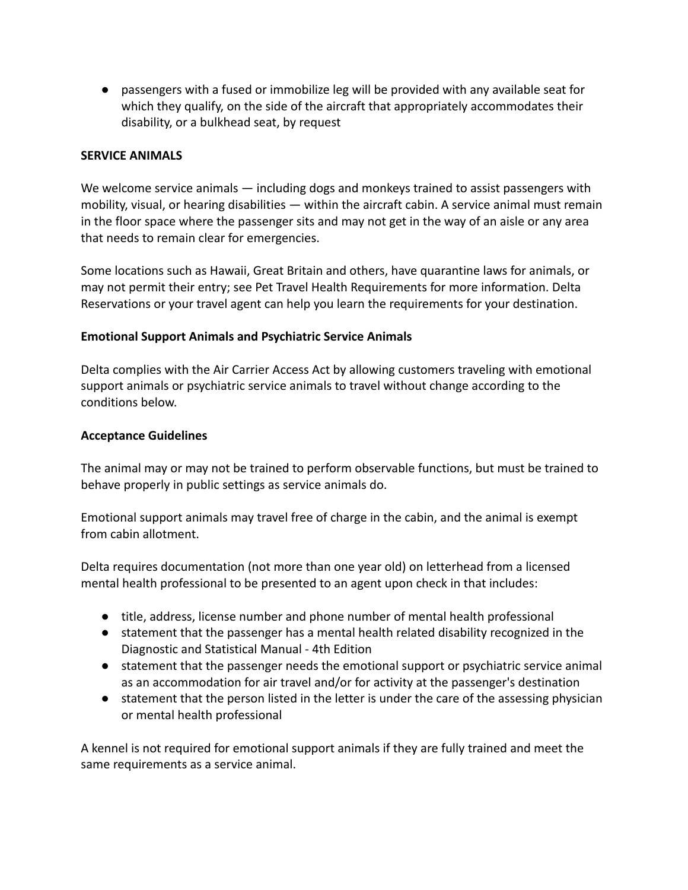- passengers with a fused or immobilize leg will be provided with any available seat for which they qualify, on the side of the aircraft that appropriately accommodates their disability, or a bulkhead seat, by request

**SERVICE ANIMALS**

We welcome service animals — including dogs and monkeys trained to assist passengers with mobility, visual, or hearing disabilities — within the aircraft cabin. A service animal must remain in the floor space where the passenger sits and may not get in the way of an aisle or any area that needs to remain clear for emergencies.

Some locations such as Hawaii, Great Britain and others, have quarantine laws for animals, or may not permit their entry; see Pet Travel Health Requirements for more information. Delta Reservations or your travel agent can help you learn the requirements for your destination.

**Emotional Support Animals and Psychiatric Service Animals**

Delta complies with the Air Carrier Access Act by allowing customers traveling with emotional support animals or psychiatric service animals to travel without change according to the conditions below.

**Acceptance Guidelines**

The animal may or may not be trained to perform observable functions, but must be trained to behave properly in public settings as service animals do.

Emotional support animals may travel free of charge in the cabin, and the animal is exempt from cabin allotment.

Delta requires documentation (not more than one year old) on letterhead from a licensed mental health professional to be presented to an agent upon check in that includes:

- title, address, license number and phone number of mental health professional
- statement that the passenger has a mental health related disability recognized in the Diagnostic and Statistical Manual - 4th Edition
- statement that the passenger needs the emotional support or psychiatric service animal as an accommodation for air travel and/or for activity at the passenger's destination
- statement that the person listed in the letter is under the care of the assessing physician or mental health professional

A kennel is not required for emotional support animals if they are fully trained and meet the same requirements as a service animal.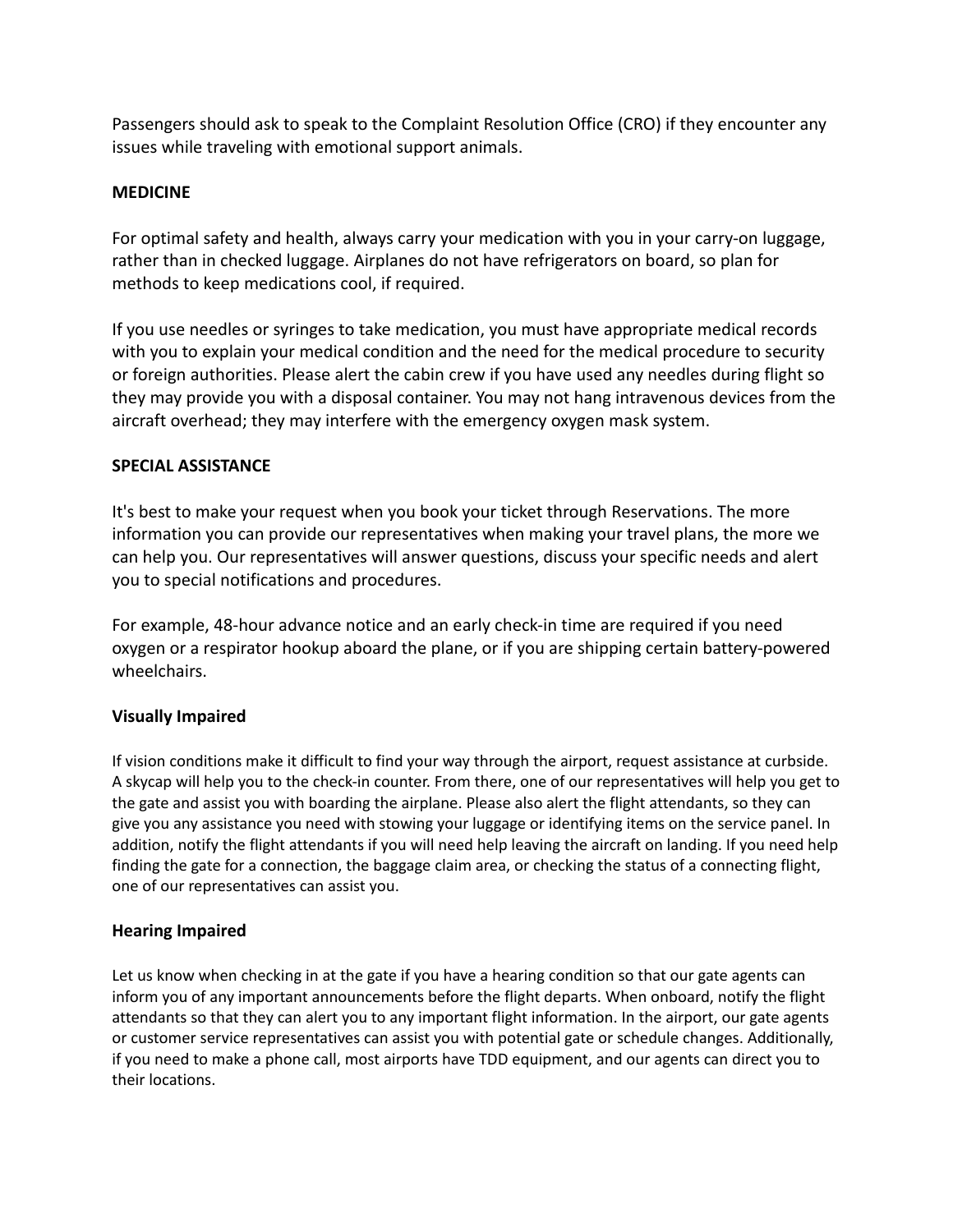Passengers should ask to speak to the Complaint Resolution Office (CRO) if they encounter any issues while traveling with emotional support animals.

## MEDICINE

For optimal safety and health, always carry your medication with you in your carry-on luggage, rather than in checked luggage. Airplanes do not have refrigerators on board, so plan for methods to keep medications cool, if required.

If you use needles or syringes to take medication, you must have appropriate medical records with you to explain your medical condition and the need for the medical procedure to security or foreign authorities. Please alert the cabin crew if you have used any needles during flight so they may provide you with a disposal container. You may not hang intravenous devices from the aircraft overhead; they may interfere with the emergency oxygen mask system.

## SPECIAL ASSISTANCE

It's best to make your request when you book your ticket through Reservations. The more information you can provide our representatives when making your travel plans, the more we can help you. Our representatives will answer questions, discuss your specific needs and alert you to special notifications and procedures.

For example, 48-hour advance notice and an early check-in time are required if you need oxygen or a respirator hookup aboard the plane, or if you are shipping certain battery-powered wheelchairs.

### Visually Impaired

If vision conditions make it difficult to find your way through the airport, request assistance at curbside. A skycap will help you to the check-in counter. From there, one of our representatives will help you get to the gate and assist you with boarding the airplane. Please also alert the flight attendants, so they can give you any assistance you need with stowing your luggage or identifying items on the service panel. In addition, notify the flight attendants if you will need help leaving the aircraft on landing. If you need help finding the gate for a connection, the baggage claim area, or checking the status of a connecting flight, one of our representatives can assist you.

### Hearing Impaired

Let us know when checking in at the gate if you have a hearing condition so that our gate agents can inform you of any important announcements before the flight departs. When onboard, notify the flight attendants so that they can alert you to any important flight information. In the airport, our gate agents or customer service representatives can assist you with potential gate or schedule changes. Additionally, if you need to make a phone call, most airports have TDD equipment, and our agents can direct you to their locations.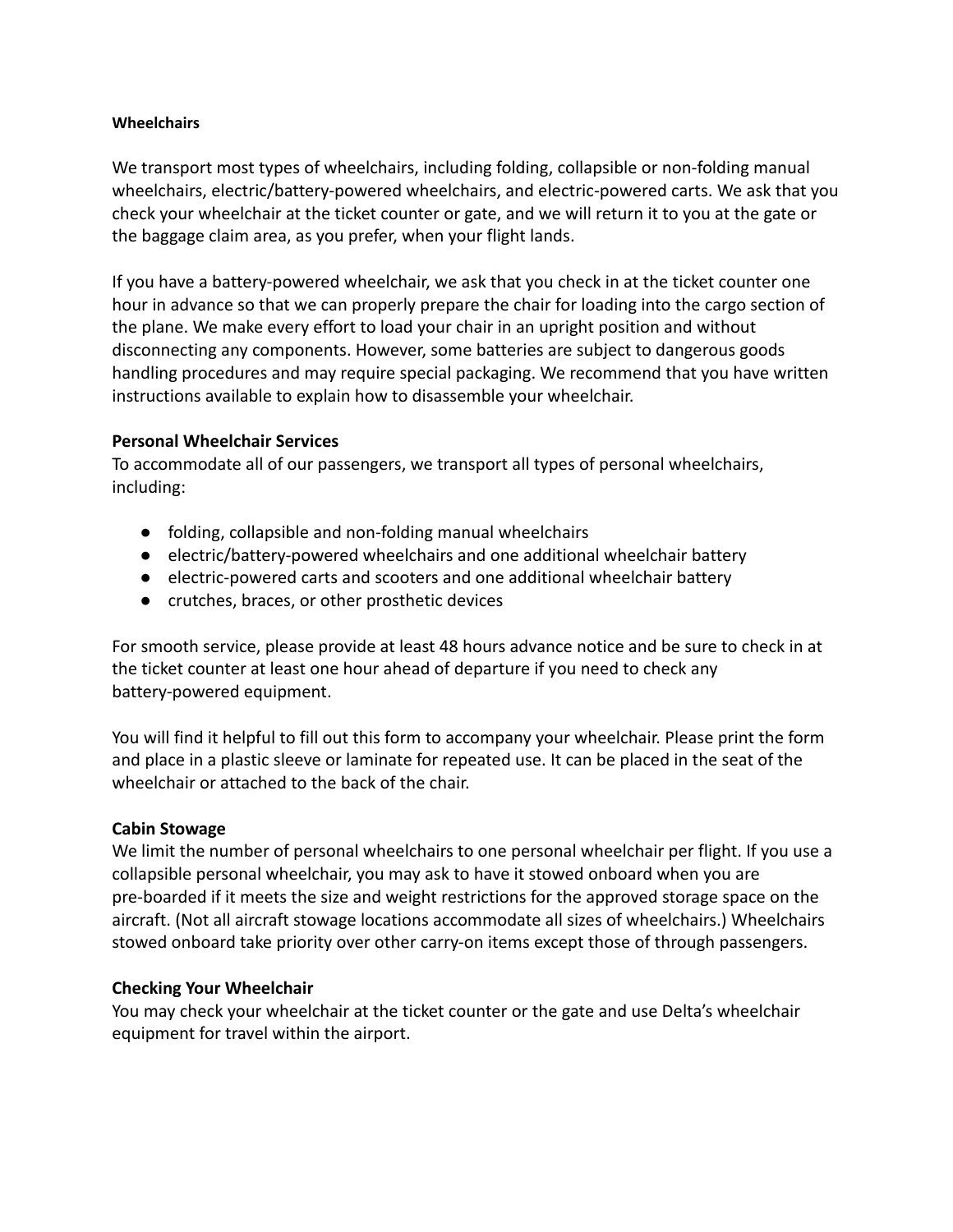**Wheelchairs**

We transport most types of wheelchairs, including folding, collapsible or non-folding manual wheelchairs, electric/battery-powered wheelchairs, and electric-powered carts. We ask that you check your wheelchair at the ticket counter or gate, and we will return it to you at the gate or the baggage claim area, as you prefer, when your flight lands.

If you have a battery-powered wheelchair, we ask that you check in at the ticket counter one hour in advance so that we can properly prepare the chair for loading into the cargo section of the plane. We make every effort to load your chair in an upright position and without disconnecting any components. However, some batteries are subject to dangerous goods handling procedures and may require special packaging. We recommend that you have written instructions available to explain how to disassemble your wheelchair.

**Personal Wheelchair Services**

To accommodate all of our passengers, we transport all types of personal wheelchairs, including:

- folding, collapsible and non-folding manual wheelchairs
- electric/battery-powered wheelchairs and one additional wheelchair battery
- electric-powered carts and scooters and one additional wheelchair battery
- crutches, braces, or other prosthetic devices

For smooth service, please provide at least 48 hours advance notice and be sure to check in at the ticket counter at least one hour ahead of departure if you need to check any battery-powered equipment.

You will find it helpful to fill out this form to accompany your wheelchair. Please print the form and place in a plastic sleeve or laminate for repeated use. It can be placed in the seat of the wheelchair or attached to the back of the chair.

**Cabin Stowage**

We limit the number of personal wheelchairs to one personal wheelchair per flight. If you use a collapsible personal wheelchair, you may ask to have it stowed onboard when you are pre-boarded if it meets the size and weight restrictions for the approved storage space on the aircraft. (Not all aircraft stowage locations accommodate all sizes of wheelchairs.) Wheelchairs stowed onboard take priority over other carry-on items except those of through passengers.

**Checking Your Wheelchair**

You may check your wheelchair at the ticket counter or the gate and use Delta's wheelchair equipment for travel within the airport.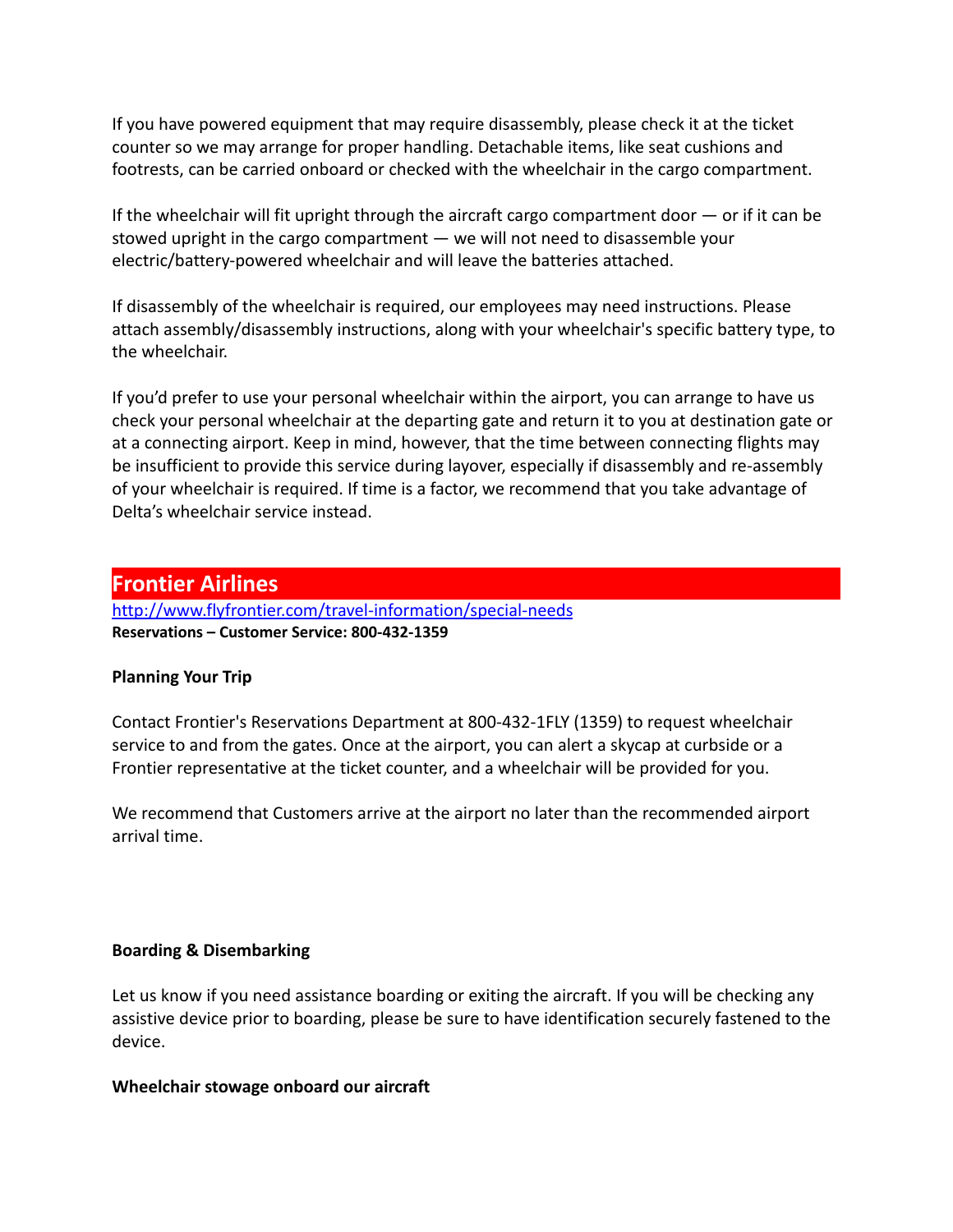If you have powered equipment that may require disassembly, please check it at the ticket counter so we may arrange for proper handling. Detachable items, like seat cushions and footrests, can be carried onboard or checked with the wheelchair in the cargo compartment.

If the wheelchair will fit upright through the aircraft cargo compartment door — or if it can be stowed upright in the cargo compartment — we will not need to disassemble your electric/battery-powered wheelchair and will leave the batteries attached.

If disassembly of the wheelchair is required, our employees may need instructions. Please attach assembly/disassembly instructions, along with your wheelchair's specific battery type, to the wheelchair.

If you'd prefer to use your personal wheelchair within the airport, you can arrange to have us check your personal wheelchair at the departing gate and return it to you at destination gate or at a connecting airport. Keep in mind, however, that the time between connecting flights may be insufficient to provide this service during layover, especially if disassembly and re-assembly of your wheelchair is required. If time is a factor, we recommend that you take advantage of Delta's wheelchair service instead.

## Frontier Airlines

http://www.flyfrontier.com/travel-information/special-needs

**Reservations – Customer Service: 800-432-1359**

**Planning Your Trip**

Contact Frontier's Reservations Department at 800-432-1FLY (1359) to request wheelchair service to and from the gates. Once at the airport, you can alert a skycap at curbside or a Frontier representative at the ticket counter, and a wheelchair will be provided for you.

We recommend that Customers arrive at the airport no later than the recommended airport arrival time.

**Boarding & Disembarking**

Let us know if you need assistance boarding or exiting the aircraft. If you will be checking any assistive device prior to boarding, please be sure to have identification securely fastened to the device.

**Wheelchair stowage onboard our aircraft**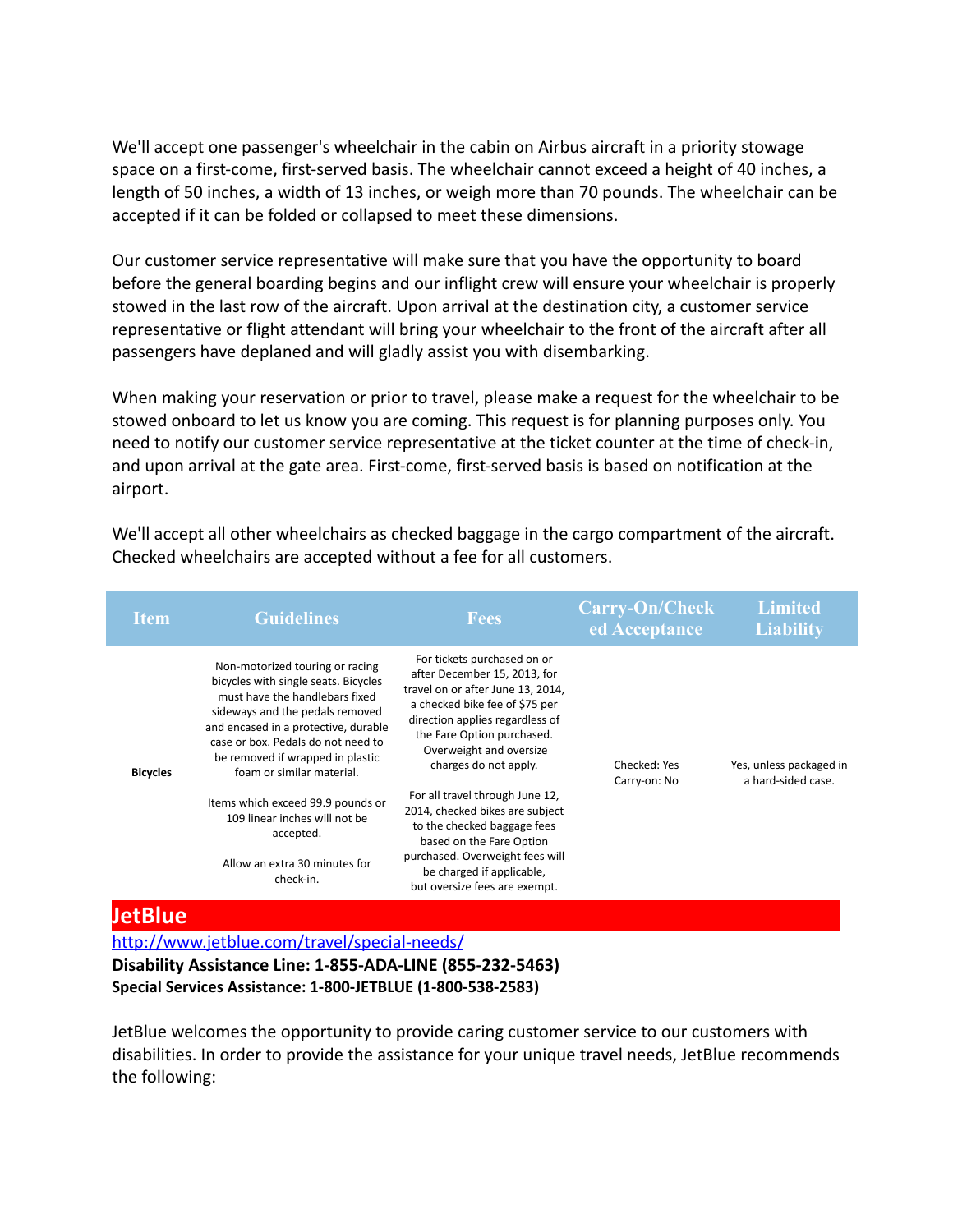We'll accept one passenger's wheelchair in the cabin on Airbus aircraft in a priority stowage space on a first-come, first-served basis. The wheelchair cannot exceed a height of 40 inches, a length of 50 inches, a width of 13 inches, or weigh more than 70 pounds. The wheelchair can be accepted if it can be folded or collapsed to meet these dimensions.

Our customer service representative will make sure that you have the opportunity to board before the general boarding begins and our inflight crew will ensure your wheelchair is properly stowed in the last row of the aircraft. Upon arrival at the destination city, a customer service representative or flight attendant will bring your wheelchair to the front of the aircraft after all passengers have deplaned and will gladly assist you with disembarking.

When making your reservation or prior to travel, please make a request for the wheelchair to be stowed onboard to let us know you are coming. This request is for planning purposes only. You need to notify our customer service representative at the ticket counter at the time of check-in, and upon arrival at the gate area. First-come, first-served basis is based on notification at the airport.

We'll accept all other wheelchairs as checked baggage in the cargo compartment of the aircraft. Checked wheelchairs are accepted without a fee for all customers.

| Item | Guidelines | Fees | Carry-On/Checked Acceptance | Limited Liability |
|---|---|---|---|---|
| **Bicycles** | Non-motorized touring or racing bicycles with single seats. Bicycles must have the handlebars fixed sideways and the pedals removed and encased in a protective, durable case or box. Pedals do not need to be removed if wrapped in plastic foam or similar material.<br><br>Items which exceed 99.9 pounds or 109 linear inches will not be accepted.<br><br>Allow an extra 30 minutes for check-in. | For tickets purchased on or after December 15, 2013, for travel on or after June 13, 2014, a checked bike fee of $75 per direction applies regardless of the Fare Option purchased. Overweight and oversize charges do not apply.<br><br>For all travel through June 12, 2014, checked bikes are subject to the checked baggage fees based on the Fare Option purchased. Overweight fees will be charged if applicable, but oversize fees are exempt. | Checked: Yes<br>Carry-on: No | Yes, unless packaged in a hard-sided case. |

## JetBlue

http://www.jetblue.com/travel/special-needs/

**Disability Assistance Line: 1-855-ADA-LINE (855-232-5463)**
**Special Services Assistance: 1-800-JETBLUE (1-800-538-2583)**

JetBlue welcomes the opportunity to provide caring customer service to our customers with disabilities. In order to provide the assistance for your unique travel needs, JetBlue recommends the following: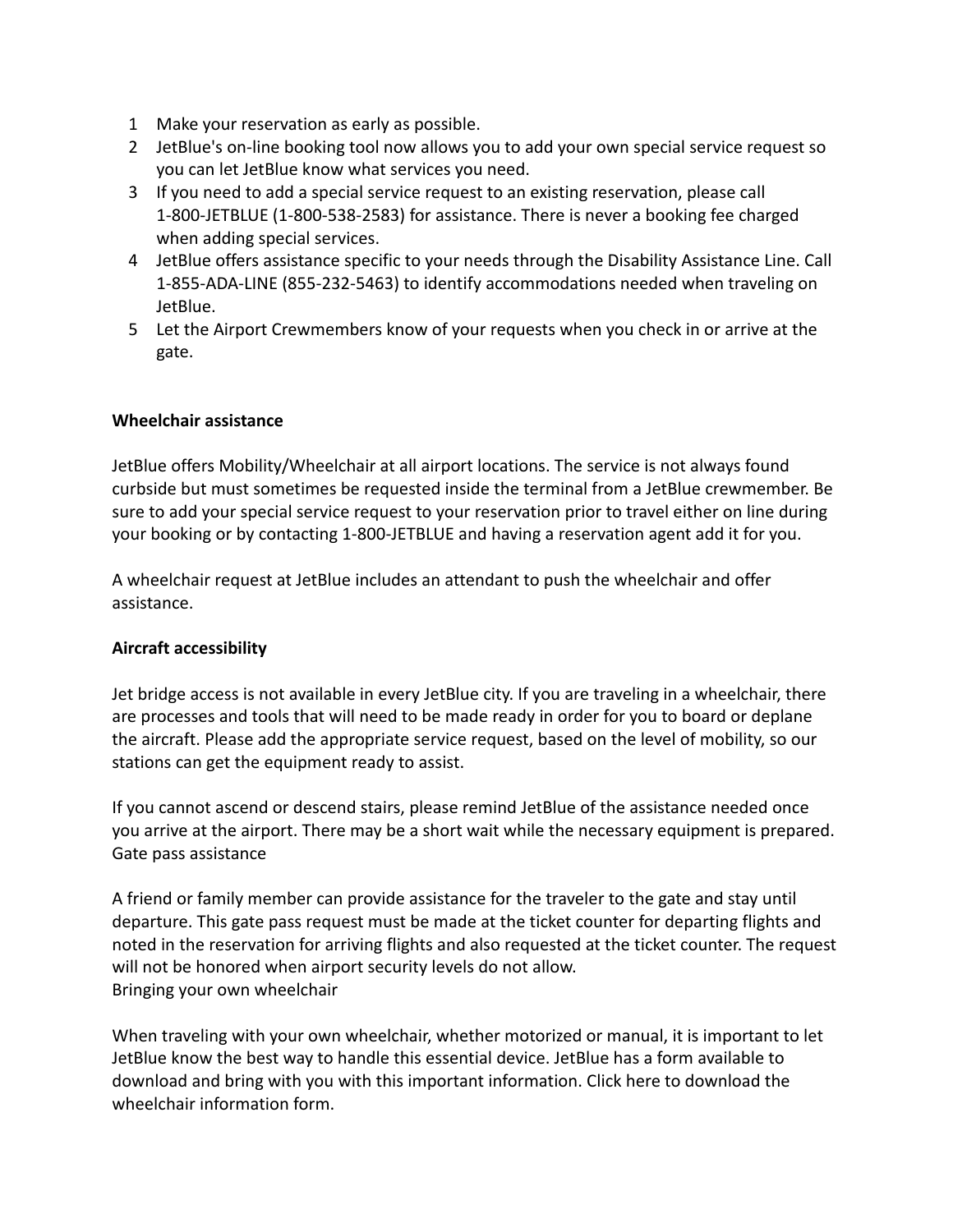1. Make your reservation as early as possible.
2. JetBlue's on-line booking tool now allows you to add your own special service request so you can let JetBlue know what services you need.
3. If you need to add a special service request to an existing reservation, please call 1-800-JETBLUE (1-800-538-2583) for assistance. There is never a booking fee charged when adding special services.
4. JetBlue offers assistance specific to your needs through the Disability Assistance Line. Call 1-855-ADA-LINE (855-232-5463) to identify accommodations needed when traveling on JetBlue.
5. Let the Airport Crewmembers know of your requests when you check in or arrive at the gate.

**Wheelchair assistance**

JetBlue offers Mobility/Wheelchair at all airport locations. The service is not always found curbside but must sometimes be requested inside the terminal from a JetBlue crewmember. Be sure to add your special service request to your reservation prior to travel either on line during your booking or by contacting 1-800-JETBLUE and having a reservation agent add it for you.

A wheelchair request at JetBlue includes an attendant to push the wheelchair and offer assistance.

**Aircraft accessibility**

Jet bridge access is not available in every JetBlue city. If you are traveling in a wheelchair, there are processes and tools that will need to be made ready in order for you to board or deplane the aircraft. Please add the appropriate service request, based on the level of mobility, so our stations can get the equipment ready to assist.

If you cannot ascend or descend stairs, please remind JetBlue of the assistance needed once you arrive at the airport. There may be a short wait while the necessary equipment is prepared.
Gate pass assistance

A friend or family member can provide assistance for the traveler to the gate and stay until departure. This gate pass request must be made at the ticket counter for departing flights and noted in the reservation for arriving flights and also requested at the ticket counter. The request will not be honored when airport security levels do not allow.
Bringing your own wheelchair

When traveling with your own wheelchair, whether motorized or manual, it is important to let JetBlue know the best way to handle this essential device. JetBlue has a form available to download and bring with you with this important information. Click here to download the wheelchair information form.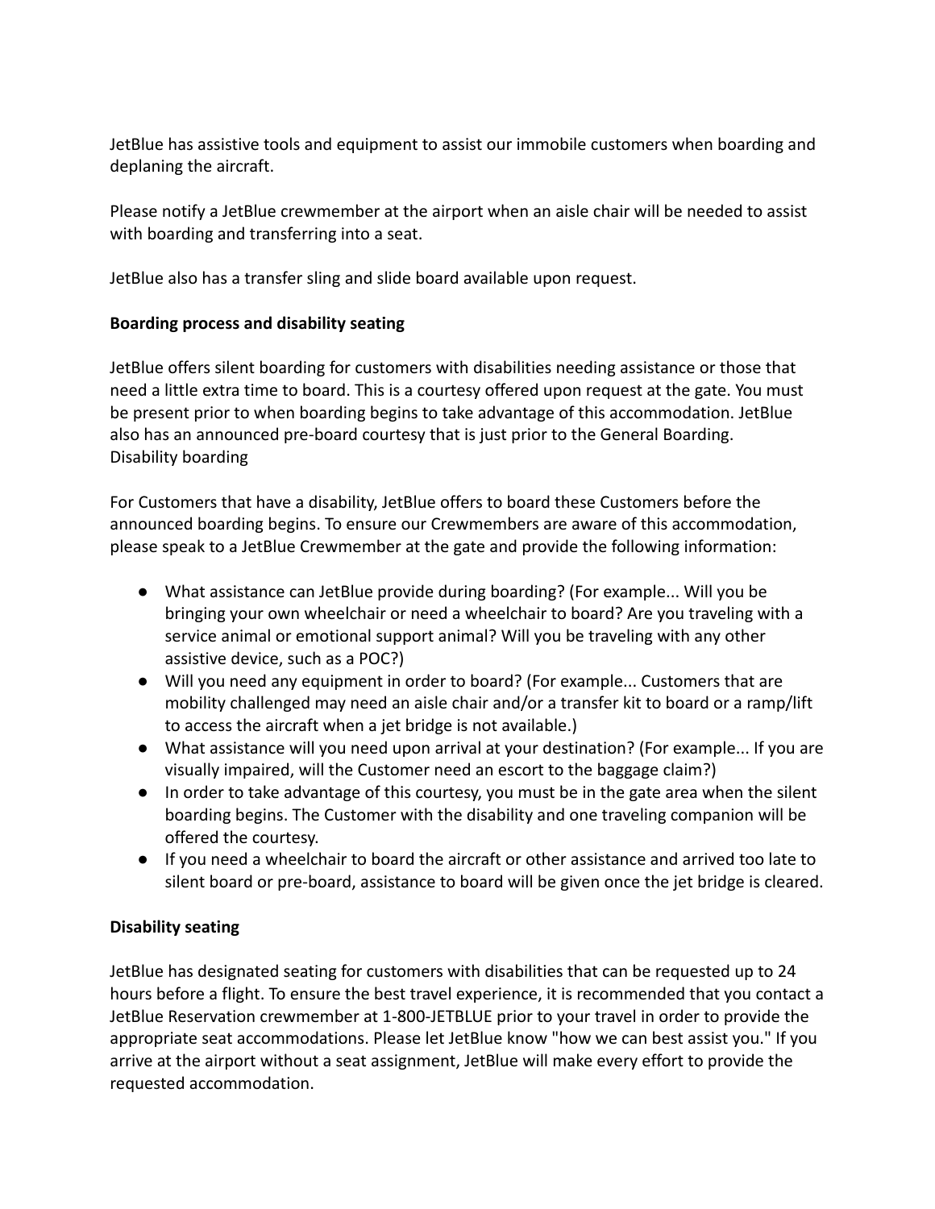JetBlue has assistive tools and equipment to assist our immobile customers when boarding and deplaning the aircraft.

Please notify a JetBlue crewmember at the airport when an aisle chair will be needed to assist with boarding and transferring into a seat.

JetBlue also has a transfer sling and slide board available upon request.

**Boarding process and disability seating**

JetBlue offers silent boarding for customers with disabilities needing assistance or those that need a little extra time to board. This is a courtesy offered upon request at the gate. You must be present prior to when boarding begins to take advantage of this accommodation. JetBlue also has an announced pre-board courtesy that is just prior to the General Boarding.
Disability boarding

For Customers that have a disability, JetBlue offers to board these Customers before the announced boarding begins. To ensure our Crewmembers are aware of this accommodation, please speak to a JetBlue Crewmember at the gate and provide the following information:

- What assistance can JetBlue provide during boarding? (For example... Will you be bringing your own wheelchair or need a wheelchair to board? Are you traveling with a service animal or emotional support animal? Will you be traveling with any other assistive device, such as a POC?)
- Will you need any equipment in order to board? (For example... Customers that are mobility challenged may need an aisle chair and/or a transfer kit to board or a ramp/lift to access the aircraft when a jet bridge is not available.)
- What assistance will you need upon arrival at your destination? (For example... If you are visually impaired, will the Customer need an escort to the baggage claim?)
- In order to take advantage of this courtesy, you must be in the gate area when the silent boarding begins. The Customer with the disability and one traveling companion will be offered the courtesy.
- If you need a wheelchair to board the aircraft or other assistance and arrived too late to silent board or pre-board, assistance to board will be given once the jet bridge is cleared.

**Disability seating**

JetBlue has designated seating for customers with disabilities that can be requested up to 24 hours before a flight. To ensure the best travel experience, it is recommended that you contact a JetBlue Reservation crewmember at 1-800-JETBLUE prior to your travel in order to provide the appropriate seat accommodations. Please let JetBlue know "how we can best assist you." If you arrive at the airport without a seat assignment, JetBlue will make every effort to provide the requested accommodation.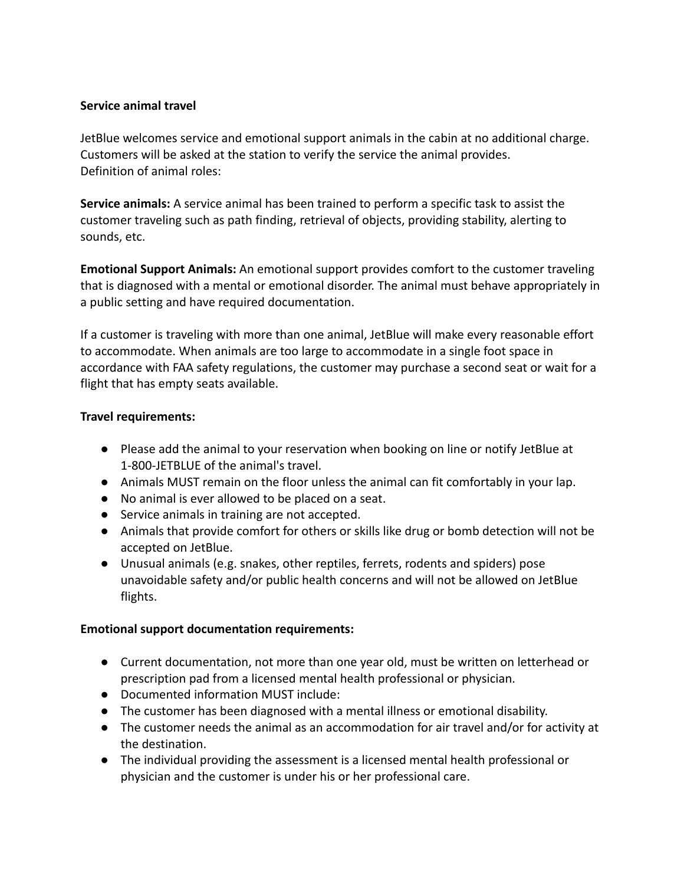**Service animal travel**

JetBlue welcomes service and emotional support animals in the cabin at no additional charge. Customers will be asked at the station to verify the service the animal provides.
Definition of animal roles:

**Service animals:** A service animal has been trained to perform a specific task to assist the customer traveling such as path finding, retrieval of objects, providing stability, alerting to sounds, etc.

**Emotional Support Animals:** An emotional support provides comfort to the customer traveling that is diagnosed with a mental or emotional disorder. The animal must behave appropriately in a public setting and have required documentation.

If a customer is traveling with more than one animal, JetBlue will make every reasonable effort to accommodate. When animals are too large to accommodate in a single foot space in accordance with FAA safety regulations, the customer may purchase a second seat or wait for a flight that has empty seats available.

**Travel requirements:**

- Please add the animal to your reservation when booking on line or notify JetBlue at 1-800-JETBLUE of the animal's travel.
- Animals MUST remain on the floor unless the animal can fit comfortably in your lap.
- No animal is ever allowed to be placed on a seat.
- Service animals in training are not accepted.
- Animals that provide comfort for others or skills like drug or bomb detection will not be accepted on JetBlue.
- Unusual animals (e.g. snakes, other reptiles, ferrets, rodents and spiders) pose unavoidable safety and/or public health concerns and will not be allowed on JetBlue flights.

**Emotional support documentation requirements:**

- Current documentation, not more than one year old, must be written on letterhead or prescription pad from a licensed mental health professional or physician.
- Documented information MUST include:
- The customer has been diagnosed with a mental illness or emotional disability.
- The customer needs the animal as an accommodation for air travel and/or for activity at the destination.
- The individual providing the assessment is a licensed mental health professional or physician and the customer is under his or her professional care.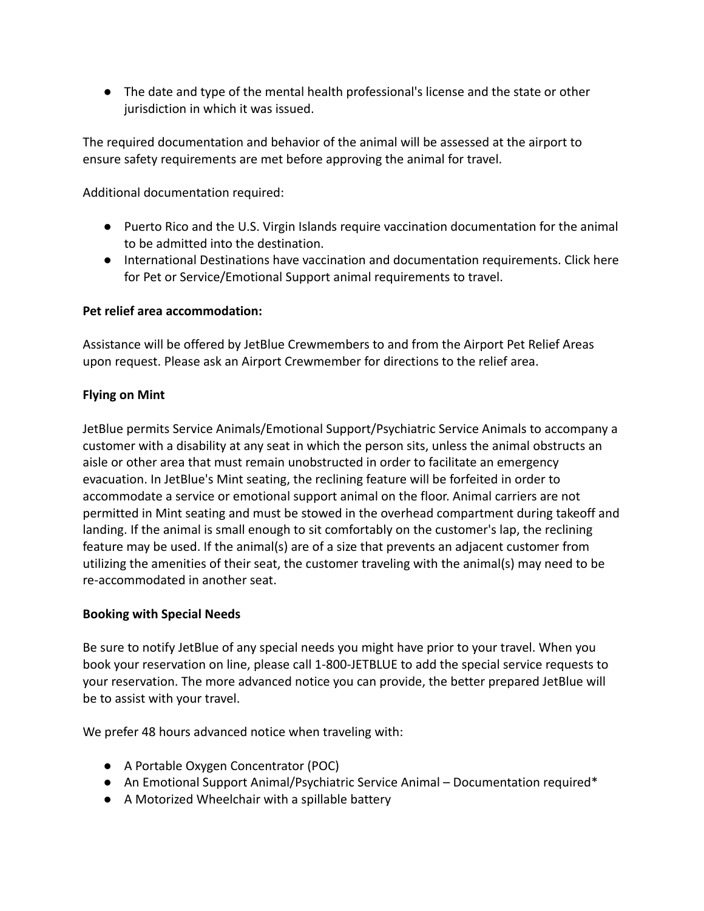- The date and type of the mental health professional's license and the state or other jurisdiction in which it was issued.

The required documentation and behavior of the animal will be assessed at the airport to ensure safety requirements are met before approving the animal for travel.

Additional documentation required:

- Puerto Rico and the U.S. Virgin Islands require vaccination documentation for the animal to be admitted into the destination.
- International Destinations have vaccination and documentation requirements. Click here for Pet or Service/Emotional Support animal requirements to travel.

**Pet relief area accommodation:**

Assistance will be offered by JetBlue Crewmembers to and from the Airport Pet Relief Areas upon request. Please ask an Airport Crewmember for directions to the relief area.

**Flying on Mint**

JetBlue permits Service Animals/Emotional Support/Psychiatric Service Animals to accompany a customer with a disability at any seat in which the person sits, unless the animal obstructs an aisle or other area that must remain unobstructed in order to facilitate an emergency evacuation. In JetBlue's Mint seating, the reclining feature will be forfeited in order to accommodate a service or emotional support animal on the floor. Animal carriers are not permitted in Mint seating and must be stowed in the overhead compartment during takeoff and landing. If the animal is small enough to sit comfortably on the customer's lap, the reclining feature may be used. If the animal(s) are of a size that prevents an adjacent customer from utilizing the amenities of their seat, the customer traveling with the animal(s) may need to be re-accommodated in another seat.

**Booking with Special Needs**

Be sure to notify JetBlue of any special needs you might have prior to your travel. When you book your reservation on line, please call 1-800-JETBLUE to add the special service requests to your reservation. The more advanced notice you can provide, the better prepared JetBlue will be to assist with your travel.

We prefer 48 hours advanced notice when traveling with:

- A Portable Oxygen Concentrator (POC)
- An Emotional Support Animal/Psychiatric Service Animal – Documentation required*
- A Motorized Wheelchair with a spillable battery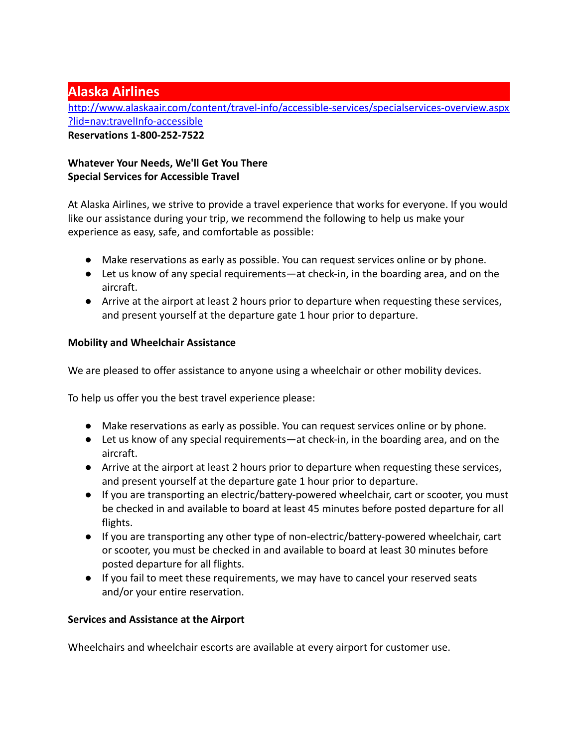## Alaska Airlines

[http://www.alaskaair.com/content/travel-info/accessible-services/specialservices-overview.aspx?lid=nav:travelInfo-accessible](http://www.alaskaair.com/content/travel-info/accessible-services/specialservices-overview.aspx?lid=nav:travelInfo-accessible)

**Reservations 1-800-252-7522**

**Whatever Your Needs, We'll Get You There**
**Special Services for Accessible Travel**

At Alaska Airlines, we strive to provide a travel experience that works for everyone. If you would like our assistance during your trip, we recommend the following to help us make your experience as easy, safe, and comfortable as possible:

- Make reservations as early as possible. You can request services online or by phone.
- Let us know of any special requirements—at check-in, in the boarding area, and on the aircraft.
- Arrive at the airport at least 2 hours prior to departure when requesting these services, and present yourself at the departure gate 1 hour prior to departure.

**Mobility and Wheelchair Assistance**

We are pleased to offer assistance to anyone using a wheelchair or other mobility devices.

To help us offer you the best travel experience please:

- Make reservations as early as possible. You can request services online or by phone.
- Let us know of any special requirements—at check-in, in the boarding area, and on the aircraft.
- Arrive at the airport at least 2 hours prior to departure when requesting these services, and present yourself at the departure gate 1 hour prior to departure.
- If you are transporting an electric/battery-powered wheelchair, cart or scooter, you must be checked in and available to board at least 45 minutes before posted departure for all flights.
- If you are transporting any other type of non-electric/battery-powered wheelchair, cart or scooter, you must be checked in and available to board at least 30 minutes before posted departure for all flights.
- If you fail to meet these requirements, we may have to cancel your reserved seats and/or your entire reservation.

**Services and Assistance at the Airport**

Wheelchairs and wheelchair escorts are available at every airport for customer use.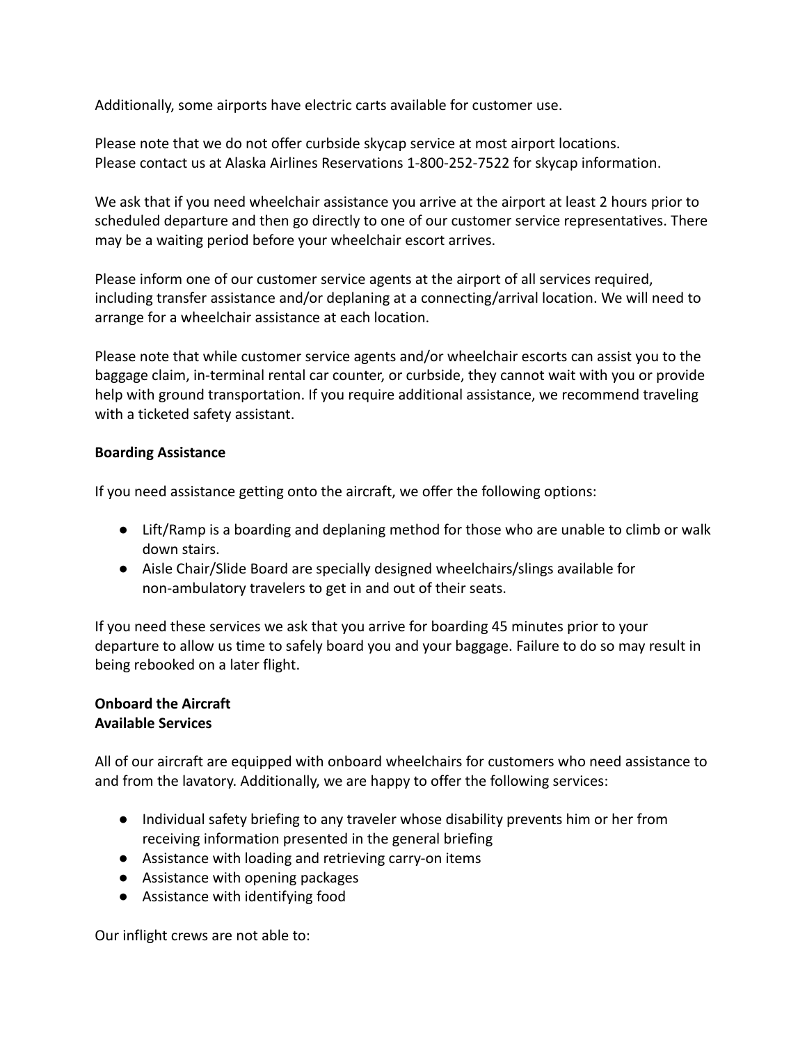Additionally, some airports have electric carts available for customer use.

Please note that we do not offer curbside skycap service at most airport locations.
Please contact us at Alaska Airlines Reservations 1-800-252-7522 for skycap information.

We ask that if you need wheelchair assistance you arrive at the airport at least 2 hours prior to scheduled departure and then go directly to one of our customer service representatives. There may be a waiting period before your wheelchair escort arrives.

Please inform one of our customer service agents at the airport of all services required, including transfer assistance and/or deplaning at a connecting/arrival location. We will need to arrange for a wheelchair assistance at each location.

Please note that while customer service agents and/or wheelchair escorts can assist you to the baggage claim, in-terminal rental car counter, or curbside, they cannot wait with you or provide help with ground transportation. If you require additional assistance, we recommend traveling with a ticketed safety assistant.

**Boarding Assistance**

If you need assistance getting onto the aircraft, we offer the following options:

- Lift/Ramp is a boarding and deplaning method for those who are unable to climb or walk down stairs.
- Aisle Chair/Slide Board are specially designed wheelchairs/slings available for non-ambulatory travelers to get in and out of their seats.

If you need these services we ask that you arrive for boarding 45 minutes prior to your departure to allow us time to safely board you and your baggage. Failure to do so may result in being rebooked on a later flight.

**Onboard the Aircraft**
**Available Services**

All of our aircraft are equipped with onboard wheelchairs for customers who need assistance to and from the lavatory. Additionally, we are happy to offer the following services:

- Individual safety briefing to any traveler whose disability prevents him or her from receiving information presented in the general briefing
- Assistance with loading and retrieving carry-on items
- Assistance with opening packages
- Assistance with identifying food

Our inflight crews are not able to: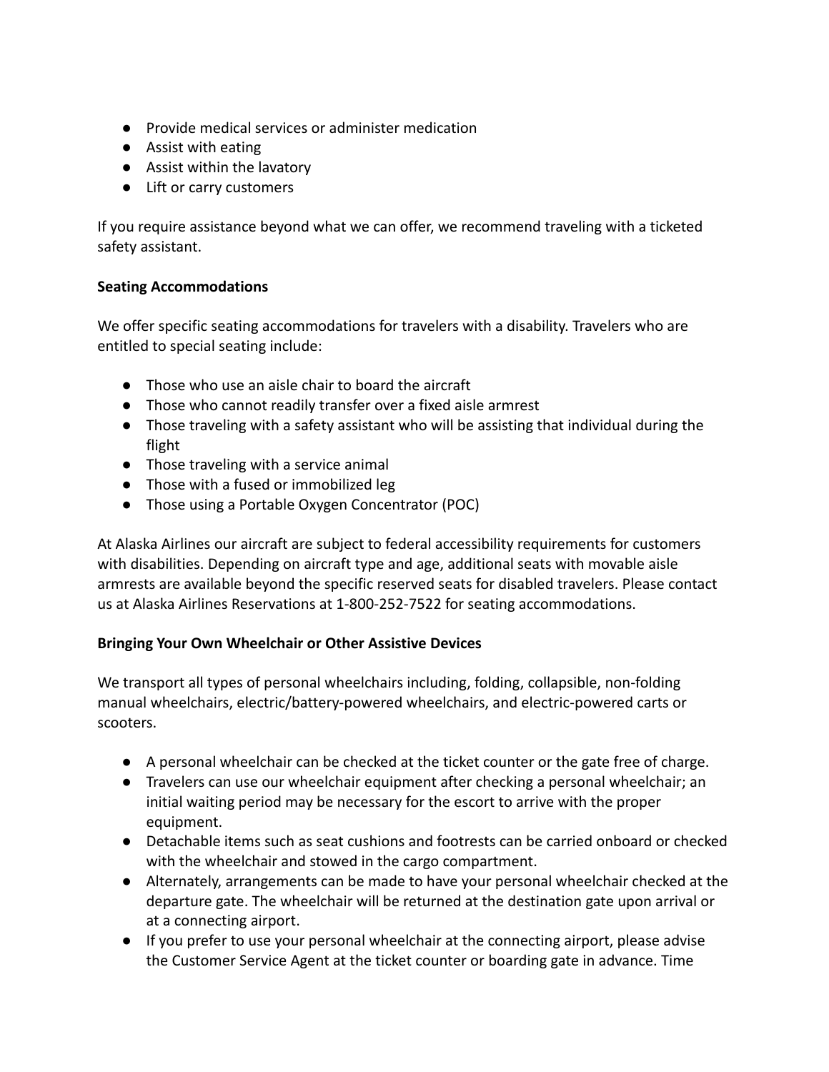- Provide medical services or administer medication
- Assist with eating
- Assist within the lavatory
- Lift or carry customers

If you require assistance beyond what we can offer, we recommend traveling with a ticketed safety assistant.

**Seating Accommodations**

We offer specific seating accommodations for travelers with a disability. Travelers who are entitled to special seating include:

- Those who use an aisle chair to board the aircraft
- Those who cannot readily transfer over a fixed aisle armrest
- Those traveling with a safety assistant who will be assisting that individual during the flight
- Those traveling with a service animal
- Those with a fused or immobilized leg
- Those using a Portable Oxygen Concentrator (POC)

At Alaska Airlines our aircraft are subject to federal accessibility requirements for customers with disabilities. Depending on aircraft type and age, additional seats with movable aisle armrests are available beyond the specific reserved seats for disabled travelers. Please contact us at Alaska Airlines Reservations at 1-800-252-7522 for seating accommodations.

**Bringing Your Own Wheelchair or Other Assistive Devices**

We transport all types of personal wheelchairs including, folding, collapsible, non-folding manual wheelchairs, electric/battery-powered wheelchairs, and electric-powered carts or scooters.

- A personal wheelchair can be checked at the ticket counter or the gate free of charge.
- Travelers can use our wheelchair equipment after checking a personal wheelchair; an initial waiting period may be necessary for the escort to arrive with the proper equipment.
- Detachable items such as seat cushions and footrests can be carried onboard or checked with the wheelchair and stowed in the cargo compartment.
- Alternately, arrangements can be made to have your personal wheelchair checked at the departure gate. The wheelchair will be returned at the destination gate upon arrival or at a connecting airport.
- If you prefer to use your personal wheelchair at the connecting airport, please advise the Customer Service Agent at the ticket counter or boarding gate in advance. Time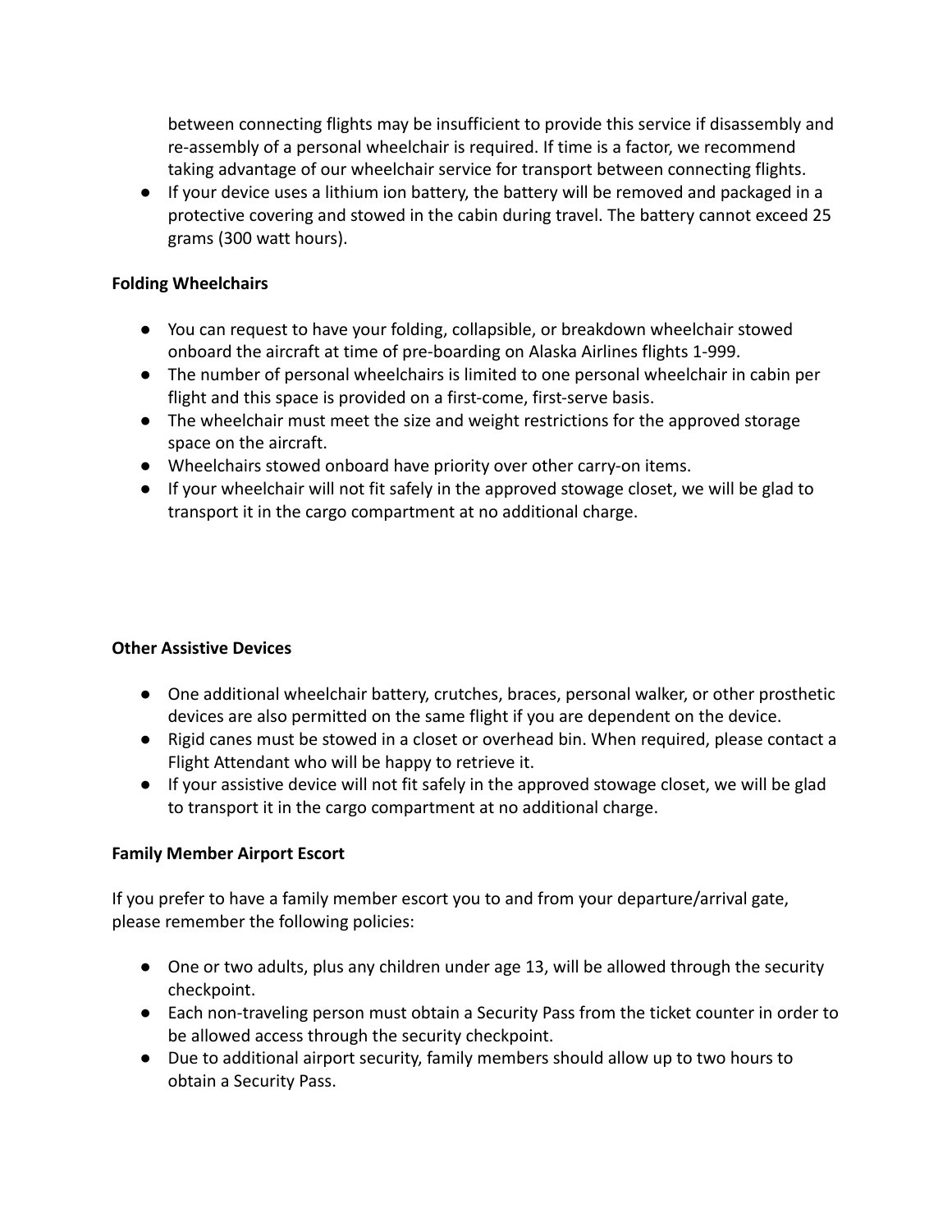between connecting flights may be insufficient to provide this service if disassembly and re-assembly of a personal wheelchair is required. If time is a factor, we recommend taking advantage of our wheelchair service for transport between connecting flights.

- If your device uses a lithium ion battery, the battery will be removed and packaged in a protective covering and stowed in the cabin during travel. The battery cannot exceed 25 grams (300 watt hours).

**Folding Wheelchairs**

- You can request to have your folding, collapsible, or breakdown wheelchair stowed onboard the aircraft at time of pre-boarding on Alaska Airlines flights 1-999.
- The number of personal wheelchairs is limited to one personal wheelchair in cabin per flight and this space is provided on a first-come, first-serve basis.
- The wheelchair must meet the size and weight restrictions for the approved storage space on the aircraft.
- Wheelchairs stowed onboard have priority over other carry-on items.
- If your wheelchair will not fit safely in the approved stowage closet, we will be glad to transport it in the cargo compartment at no additional charge.

**Other Assistive Devices**

- One additional wheelchair battery, crutches, braces, personal walker, or other prosthetic devices are also permitted on the same flight if you are dependent on the device.
- Rigid canes must be stowed in a closet or overhead bin. When required, please contact a Flight Attendant who will be happy to retrieve it.
- If your assistive device will not fit safely in the approved stowage closet, we will be glad to transport it in the cargo compartment at no additional charge.

**Family Member Airport Escort**

If you prefer to have a family member escort you to and from your departure/arrival gate, please remember the following policies:

- One or two adults, plus any children under age 13, will be allowed through the security checkpoint.
- Each non-traveling person must obtain a Security Pass from the ticket counter in order to be allowed access through the security checkpoint.
- Due to additional airport security, family members should allow up to two hours to obtain a Security Pass.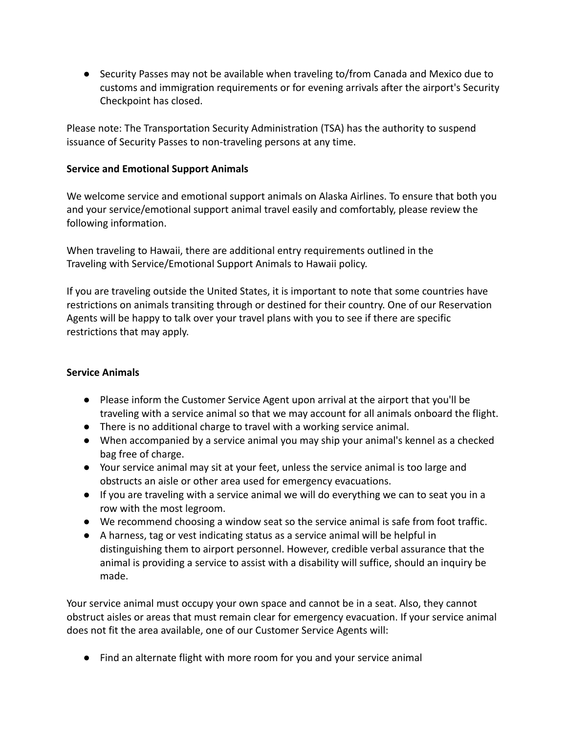- Security Passes may not be available when traveling to/from Canada and Mexico due to customs and immigration requirements or for evening arrivals after the airport's Security Checkpoint has closed.

Please note: The Transportation Security Administration (TSA) has the authority to suspend issuance of Security Passes to non-traveling persons at any time.

**Service and Emotional Support Animals**

We welcome service and emotional support animals on Alaska Airlines. To ensure that both you and your service/emotional support animal travel easily and comfortably, please review the following information.

When traveling to Hawaii, there are additional entry requirements outlined in the Traveling with Service/Emotional Support Animals to Hawaii policy.

If you are traveling outside the United States, it is important to note that some countries have restrictions on animals transiting through or destined for their country. One of our Reservation Agents will be happy to talk over your travel plans with you to see if there are specific restrictions that may apply.

**Service Animals**

- Please inform the Customer Service Agent upon arrival at the airport that you'll be traveling with a service animal so that we may account for all animals onboard the flight.
- There is no additional charge to travel with a working service animal.
- When accompanied by a service animal you may ship your animal's kennel as a checked bag free of charge.
- Your service animal may sit at your feet, unless the service animal is too large and obstructs an aisle or other area used for emergency evacuations.
- If you are traveling with a service animal we will do everything we can to seat you in a row with the most legroom.
- We recommend choosing a window seat so the service animal is safe from foot traffic.
- A harness, tag or vest indicating status as a service animal will be helpful in distinguishing them to airport personnel. However, credible verbal assurance that the animal is providing a service to assist with a disability will suffice, should an inquiry be made.

Your service animal must occupy your own space and cannot be in a seat. Also, they cannot obstruct aisles or areas that must remain clear for emergency evacuation. If your service animal does not fit the area available, one of our Customer Service Agents will:

- Find an alternate flight with more room for you and your service animal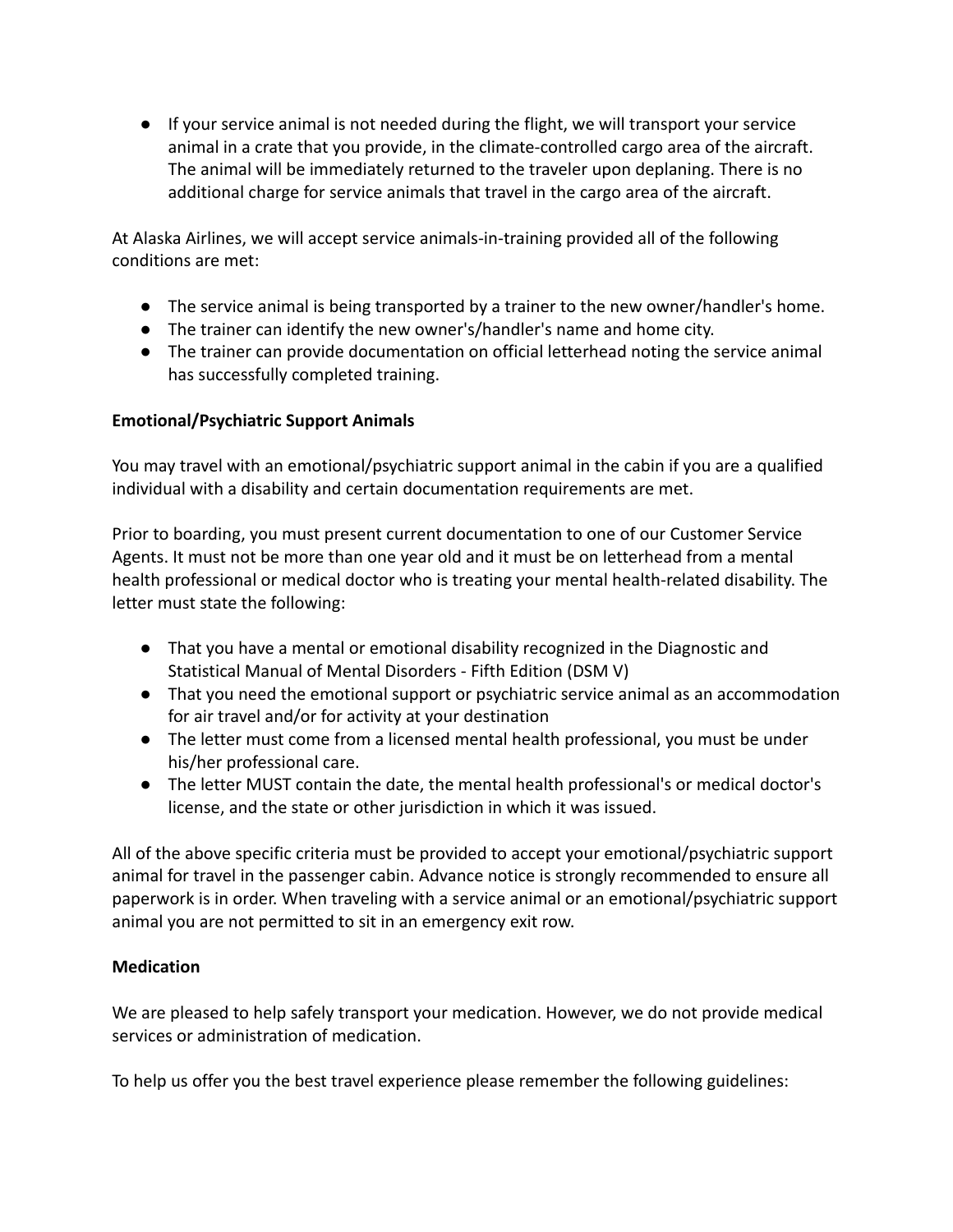- If your service animal is not needed during the flight, we will transport your service animal in a crate that you provide, in the climate-controlled cargo area of the aircraft. The animal will be immediately returned to the traveler upon deplaning. There is no additional charge for service animals that travel in the cargo area of the aircraft.

At Alaska Airlines, we will accept service animals-in-training provided all of the following conditions are met:

- The service animal is being transported by a trainer to the new owner/handler's home.
- The trainer can identify the new owner's/handler's name and home city.
- The trainer can provide documentation on official letterhead noting the service animal has successfully completed training.

**Emotional/Psychiatric Support Animals**

You may travel with an emotional/psychiatric support animal in the cabin if you are a qualified individual with a disability and certain documentation requirements are met.

Prior to boarding, you must present current documentation to one of our Customer Service Agents. It must not be more than one year old and it must be on letterhead from a mental health professional or medical doctor who is treating your mental health-related disability. The letter must state the following:

- That you have a mental or emotional disability recognized in the Diagnostic and Statistical Manual of Mental Disorders - Fifth Edition (DSM V)
- That you need the emotional support or psychiatric service animal as an accommodation for air travel and/or for activity at your destination
- The letter must come from a licensed mental health professional, you must be under his/her professional care.
- The letter MUST contain the date, the mental health professional's or medical doctor's license, and the state or other jurisdiction in which it was issued.

All of the above specific criteria must be provided to accept your emotional/psychiatric support animal for travel in the passenger cabin. Advance notice is strongly recommended to ensure all paperwork is in order. When traveling with a service animal or an emotional/psychiatric support animal you are not permitted to sit in an emergency exit row.

**Medication**

We are pleased to help safely transport your medication. However, we do not provide medical services or administration of medication.

To help us offer you the best travel experience please remember the following guidelines: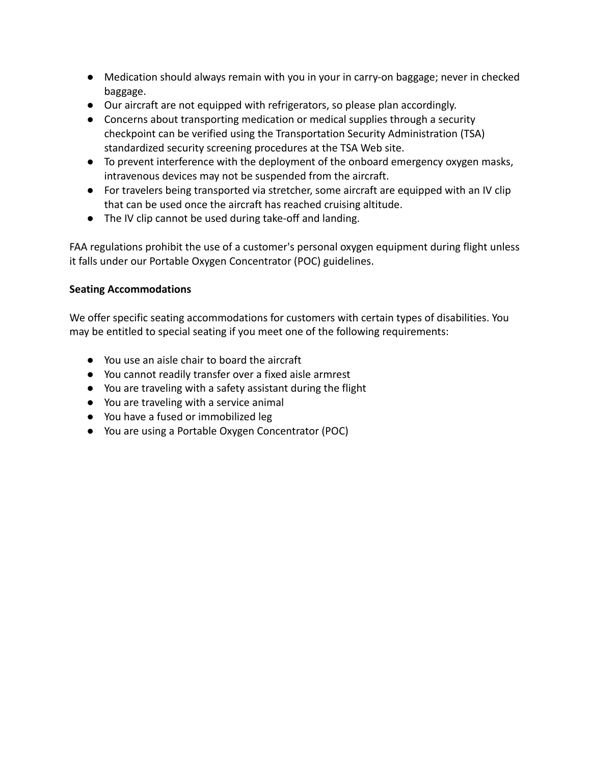- Medication should always remain with you in your in carry-on baggage; never in checked baggage.
- Our aircraft are not equipped with refrigerators, so please plan accordingly.
- Concerns about transporting medication or medical supplies through a security checkpoint can be verified using the Transportation Security Administration (TSA) standardized security screening procedures at the TSA Web site.
- To prevent interference with the deployment of the onboard emergency oxygen masks, intravenous devices may not be suspended from the aircraft.
- For travelers being transported via stretcher, some aircraft are equipped with an IV clip that can be used once the aircraft has reached cruising altitude.
- The IV clip cannot be used during take-off and landing.

FAA regulations prohibit the use of a customer's personal oxygen equipment during flight unless it falls under our Portable Oxygen Concentrator (POC) guidelines.

**Seating Accommodations**

We offer specific seating accommodations for customers with certain types of disabilities. You may be entitled to special seating if you meet one of the following requirements:

- You use an aisle chair to board the aircraft
- You cannot readily transfer over a fixed aisle armrest
- You are traveling with a safety assistant during the flight
- You are traveling with a service animal
- You have a fused or immobilized leg
- You are using a Portable Oxygen Concentrator (POC)